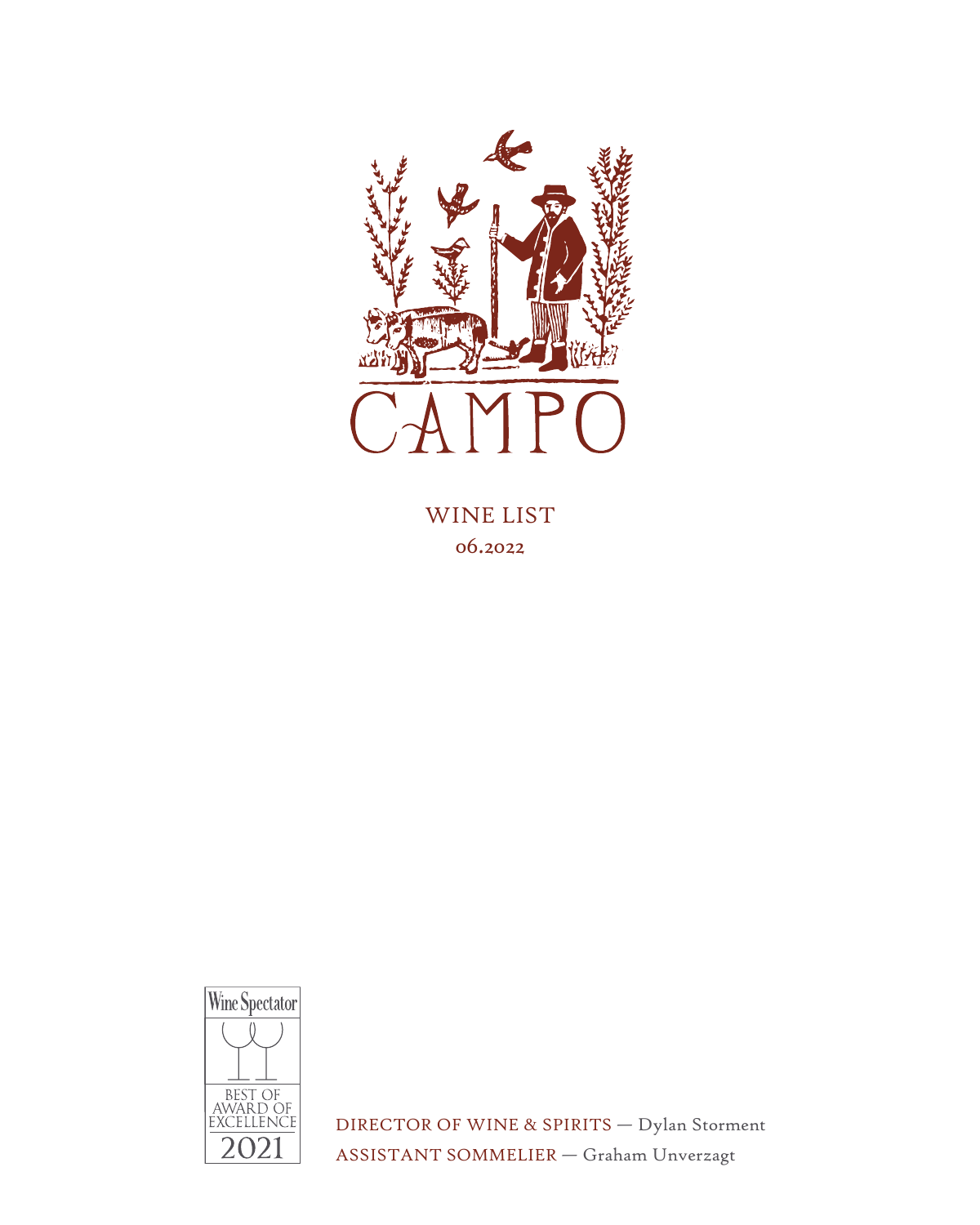# CAMPO

## WINE LIST
06.2022

Wine Spectator
BEST OF AWARD OF EXCELLENCE
2021

DIRECTOR OF WINE & SPIRITS — Dylan Storment
ASSISTANT SOMMELIER — Graham Unverzagt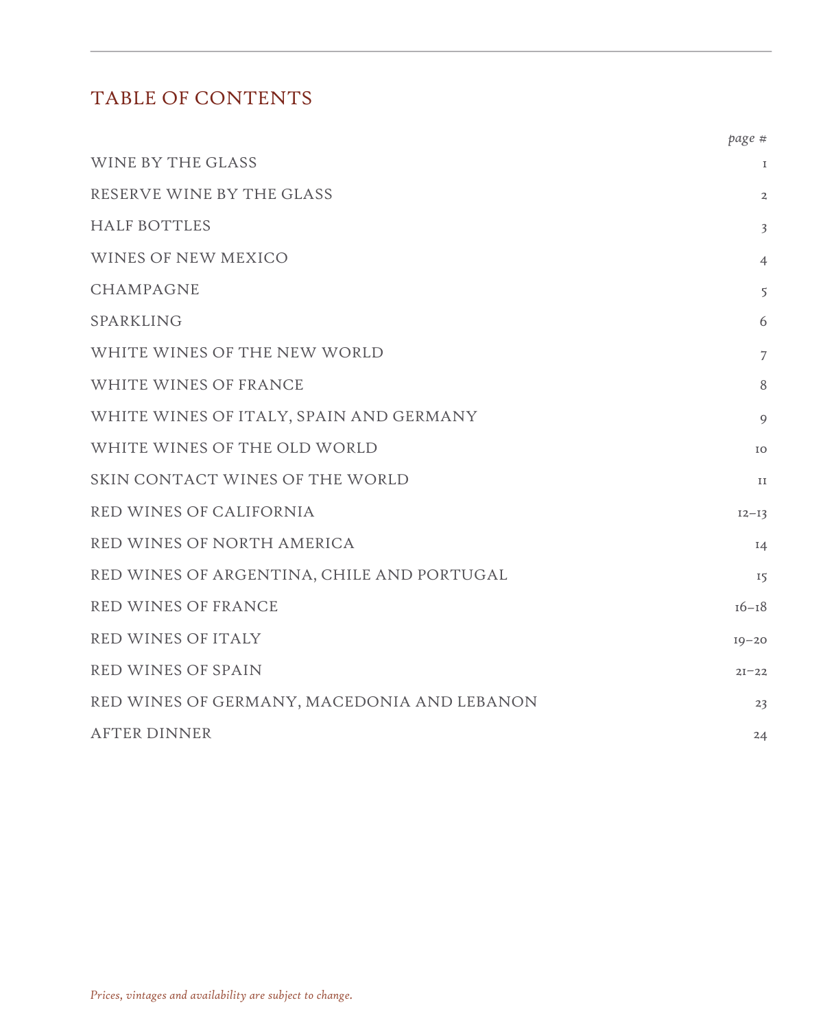# TABLE OF CONTENTS

| | *page #* |
|---|---|
| WINE BY THE GLASS | 1 |
| RESERVE WINE BY THE GLASS | 2 |
| HALF BOTTLES | 3 |
| WINES OF NEW MEXICO | 4 |
| CHAMPAGNE | 5 |
| SPARKLING | 6 |
| WHITE WINES OF THE NEW WORLD | 7 |
| WHITE WINES OF FRANCE | 8 |
| WHITE WINES OF ITALY, SPAIN AND GERMANY | 9 |
| WHITE WINES OF THE OLD WORLD | 10 |
| SKIN CONTACT WINES OF THE WORLD | 11 |
| RED WINES OF CALIFORNIA | 12–13 |
| RED WINES OF NORTH AMERICA | 14 |
| RED WINES OF ARGENTINA, CHILE AND PORTUGAL | 15 |
| RED WINES OF FRANCE | 16–18 |
| RED WINES OF ITALY | 19–20 |
| RED WINES OF SPAIN | 21–22 |
| RED WINES OF GERMANY, MACEDONIA AND LEBANON | 23 |
| AFTER DINNER | 24 |

*Prices, vintages and availability are subject to change.*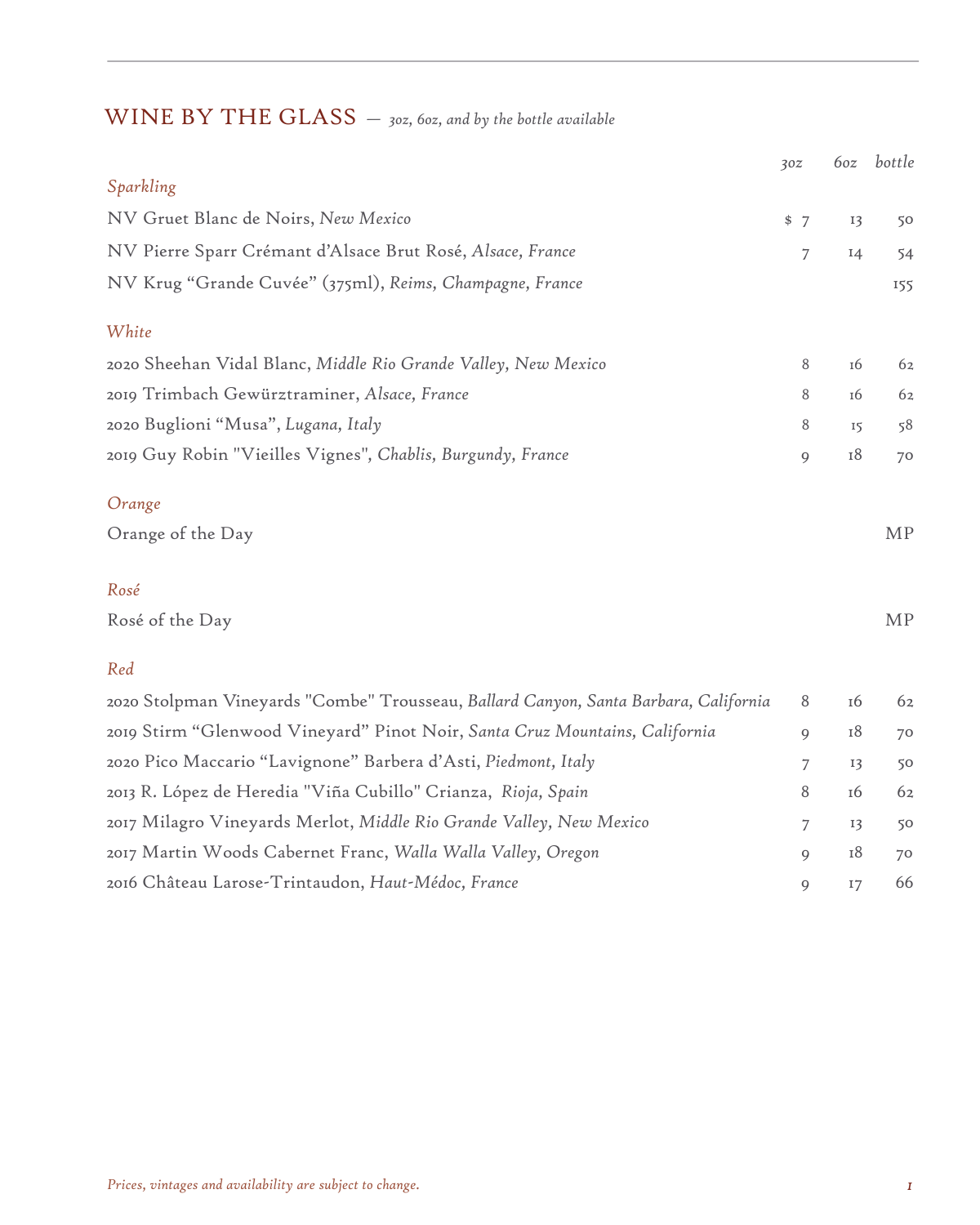## WINE BY THE GLASS — *3oz, 6oz, and by the bottle available*

| | 3oz | 6oz | bottle |
|---|---|---|---|
| ***Sparkling*** | | | |
| NV Gruet Blanc de Noirs, *New Mexico* | $ 7 | 13 | 50 |
| NV Pierre Sparr Crémant d'Alsace Brut Rosé, *Alsace, France* | 7 | 14 | 54 |
| NV Krug "Grande Cuvée" (375ml), *Reims, Champagne, France* | | | 155 |
| ***White*** | | | |
| 2020 Sheehan Vidal Blanc, *Middle Rio Grande Valley, New Mexico* | 8 | 16 | 62 |
| 2019 Trimbach Gewürztraminer, *Alsace, France* | 8 | 16 | 62 |
| 2020 Buglioni "Musa", *Lugana, Italy* | 8 | 15 | 58 |
| 2019 Guy Robin "Vieilles Vignes", *Chablis, Burgundy, France* | 9 | 18 | 70 |
| ***Orange*** | | | |
| Orange of the Day | | | MP |
| ***Rosé*** | | | |
| Rosé of the Day | | | MP |
| ***Red*** | | | |
| 2020 Stolpman Vineyards "Combe" Trousseau, *Ballard Canyon, Santa Barbara, California* | 8 | 16 | 62 |
| 2019 Stirm "Glenwood Vineyard" Pinot Noir, *Santa Cruz Mountains, California* | 9 | 18 | 70 |
| 2020 Pico Maccario "Lavignone" Barbera d'Asti, *Piedmont, Italy* | 7 | 13 | 50 |
| 2013 R. López de Heredia "Viña Cubillo" Crianza, *Rioja, Spain* | 8 | 16 | 62 |
| 2017 Milagro Vineyards Merlot, *Middle Rio Grande Valley, New Mexico* | 7 | 13 | 50 |
| 2017 Martin Woods Cabernet Franc, *Walla Walla Valley, Oregon* | 9 | 18 | 70 |
| 2016 Château Larose-Trintaudon, *Haut-Médoc, France* | 9 | 17 | 66 |

*Prices, vintages and availability are subject to change.*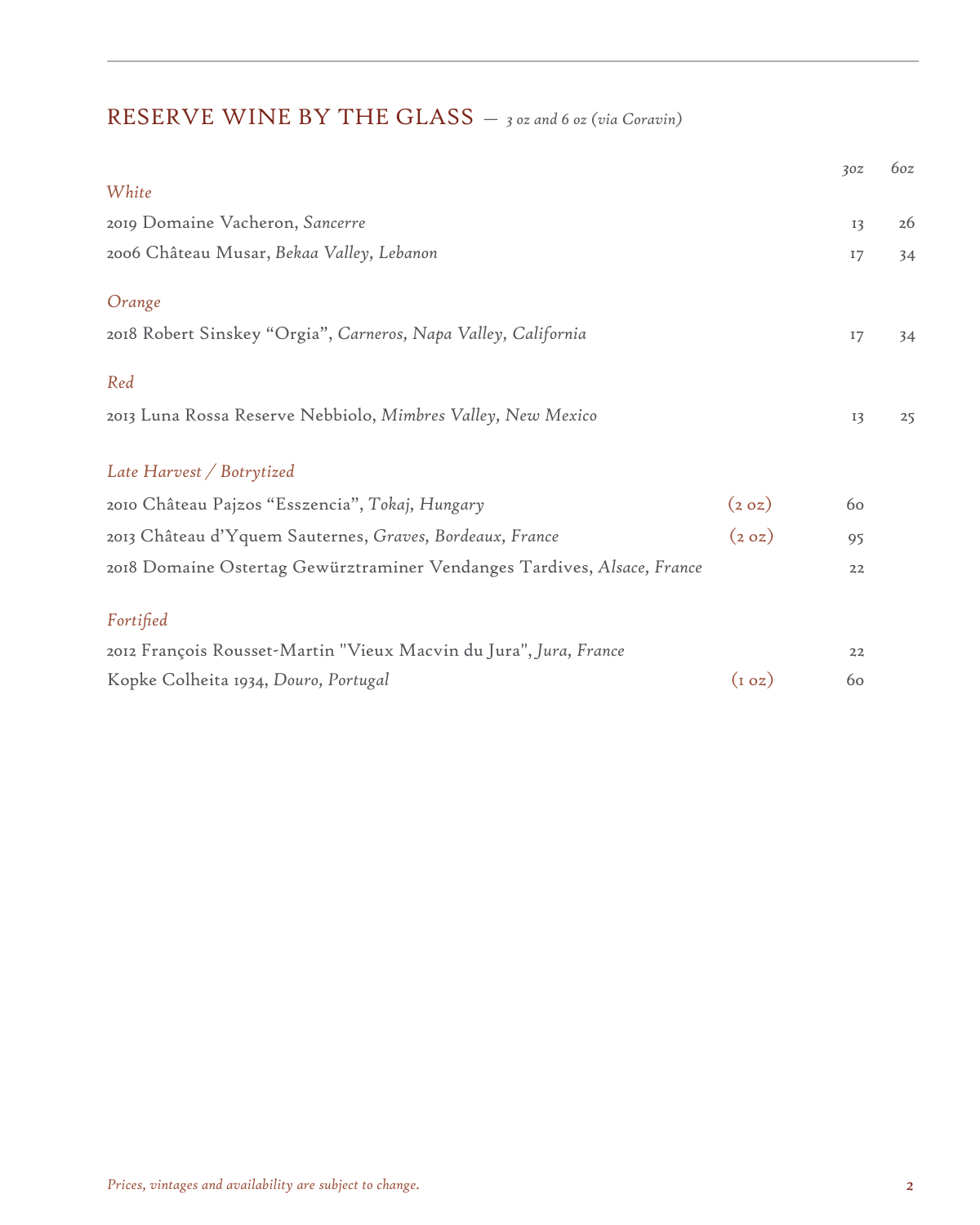## RESERVE WINE BY THE GLASS — *3 oz and 6 oz (via Coravin)*

| | | 3oz | 6oz |
|---|---|---|---|
| ***White*** | | | |
| 2019 Domaine Vacheron, *Sancerre* | | 13 | 26 |
| 2006 Château Musar, *Bekaa Valley, Lebanon* | | 17 | 34 |
| ***Orange*** | | | |
| 2018 Robert Sinskey "Orgia", *Carneros, Napa Valley, California* | | 17 | 34 |
| ***Red*** | | | |
| 2013 Luna Rossa Reserve Nebbiolo, *Mimbres Valley, New Mexico* | | 13 | 25 |
| ***Late Harvest / Botrytized*** | | | |
| 2010 Château Pajzos "Esszencia", *Tokaj, Hungary* | (2 oz) | 60 | |
| 2013 Château d'Yquem Sauternes, *Graves, Bordeaux, France* | (2 oz) | 95 | |
| 2018 Domaine Ostertag Gewürztraminer Vendanges Tardives, *Alsace, France* | | 22 | |
| ***Fortified*** | | | |
| 2012 François Rousset-Martin "Vieux Macvin du Jura", *Jura, France* | | 22 | |
| Kopke Colheita 1934, *Douro, Portugal* | (1 oz) | 60 | |

*Prices, vintages and availability are subject to change.*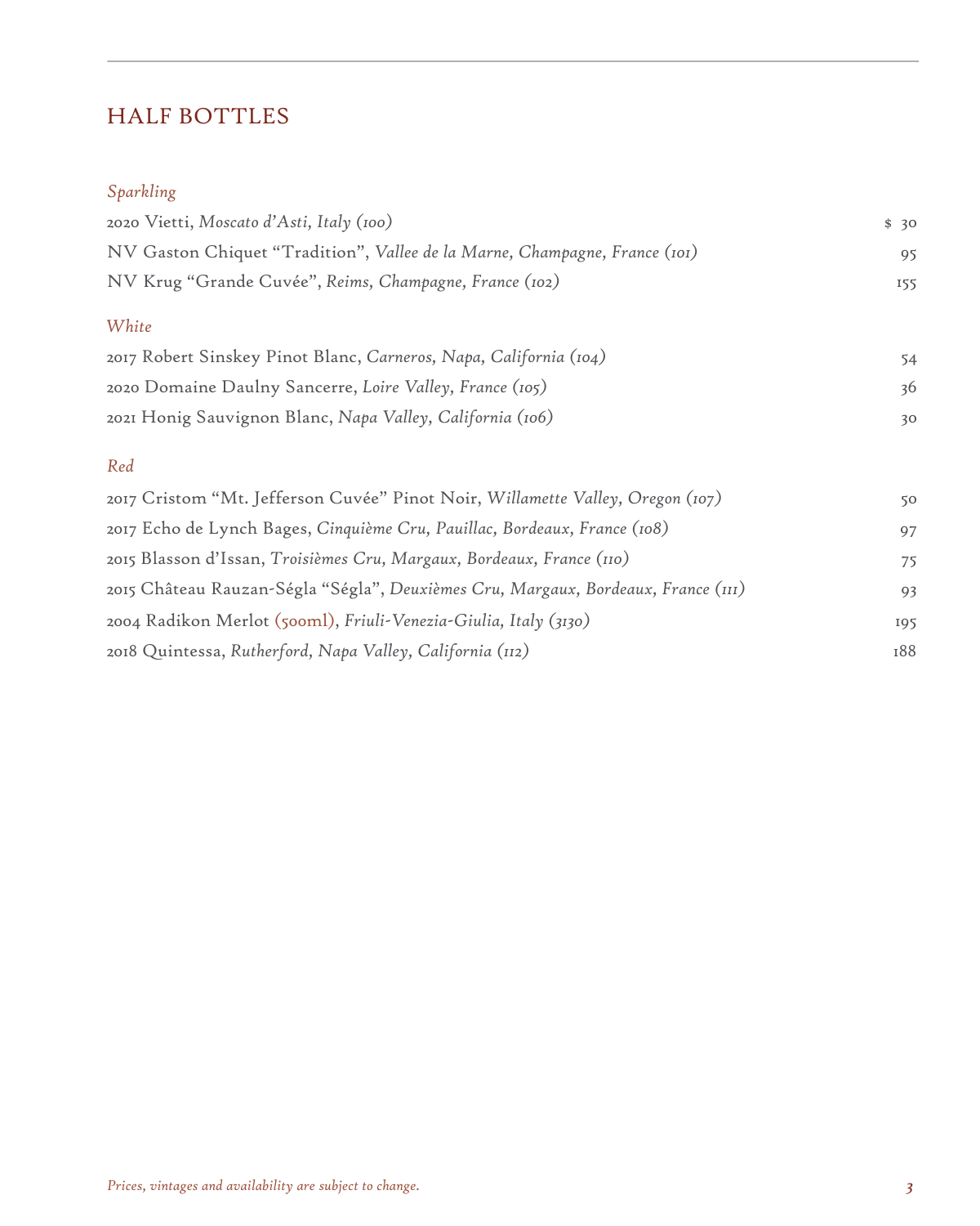## HALF BOTTLES

### *Sparkling*

| | |
|---|---|
| 2020 Vietti, *Moscato d'Asti, Italy (100)* | $ 30 |
| NV Gaston Chiquet "Tradition", *Vallee de la Marne, Champagne, France (101)* | 95 |
| NV Krug "Grande Cuvée", *Reims, Champagne, France (102)* | 155 |

### *White*

| | |
|---|---|
| 2017 Robert Sinskey Pinot Blanc, *Carneros, Napa, California (104)* | 54 |
| 2020 Domaine Daulny Sancerre, *Loire Valley, France (105)* | 36 |
| 2021 Honig Sauvignon Blanc, *Napa Valley, California (106)* | 30 |

### *Red*

| | |
|---|---|
| 2017 Cristom "Mt. Jefferson Cuvée" Pinot Noir, *Willamette Valley, Oregon (107)* | 50 |
| 2017 Echo de Lynch Bages, *Cinquième Cru, Pauillac, Bordeaux, France (108)* | 97 |
| 2015 Blasson d'Issan, *Troisièmes Cru, Margaux, Bordeaux, France (110)* | 75 |
| 2015 Château Rauzan-Ségla "Ségla", *Deuxièmes Cru, Margaux, Bordeaux, France (111)* | 93 |
| 2004 Radikon Merlot (500ml), *Friuli-Venezia-Giulia, Italy (3130)* | 195 |
| 2018 Quintessa, *Rutherford, Napa Valley, California (112)* | 188 |

*Prices, vintages and availability are subject to change.*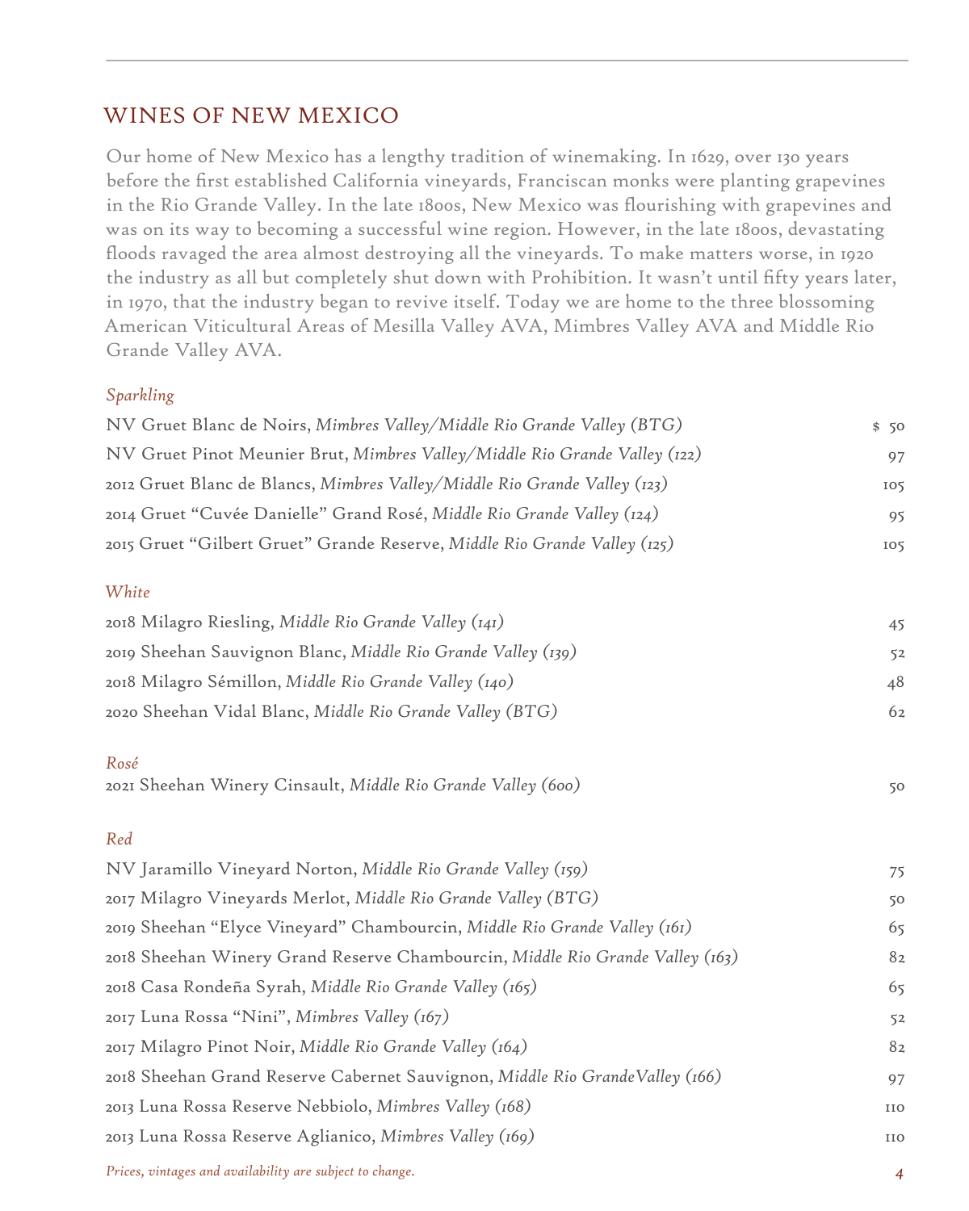## WINES OF NEW MEXICO

Our home of New Mexico has a lengthy tradition of winemaking. In 1629, over 130 years before the first established California vineyards, Franciscan monks were planting grapevines in the Rio Grande Valley. In the late 1800s, New Mexico was flourishing with grapevines and was on its way to becoming a successful wine region. However, in the late 1800s, devastating floods ravaged the area almost destroying all the vineyards. To make matters worse, in 1920 the industry as all but completely shut down with Prohibition. It wasn't until fifty years later, in 1970, that the industry began to revive itself. Today we are home to the three blossoming American Viticultural Areas of Mesilla Valley AVA, Mimbres Valley AVA and Middle Rio Grande Valley AVA.

### *Sparkling*

| | |
|---|---|
| NV Gruet Blanc de Noirs, *Mimbres Valley/Middle Rio Grande Valley (BTG)* | $ 50 |
| NV Gruet Pinot Meunier Brut, *Mimbres Valley/Middle Rio Grande Valley (122)* | 97 |
| 2012 Gruet Blanc de Blancs, *Mimbres Valley/Middle Rio Grande Valley (123)* | 105 |
| 2014 Gruet "Cuvée Danielle" Grand Rosé, *Middle Rio Grande Valley (124)* | 95 |
| 2015 Gruet "Gilbert Gruet" Grande Reserve, *Middle Rio Grande Valley (125)* | 105 |

### *White*

| | |
|---|---|
| 2018 Milagro Riesling, *Middle Rio Grande Valley (141)* | 45 |
| 2019 Sheehan Sauvignon Blanc, *Middle Rio Grande Valley (139)* | 52 |
| 2018 Milagro Sémillon, *Middle Rio Grande Valley (140)* | 48 |
| 2020 Sheehan Vidal Blanc, *Middle Rio Grande Valley (BTG)* | 62 |

### *Rosé*

| | |
|---|---|
| 2021 Sheehan Winery Cinsault, *Middle Rio Grande Valley (600)* | 50 |

### *Red*

| | |
|---|---|
| NV Jaramillo Vineyard Norton, *Middle Rio Grande Valley (159)* | 75 |
| 2017 Milagro Vineyards Merlot, *Middle Rio Grande Valley (BTG)* | 50 |
| 2019 Sheehan "Elyce Vineyard" Chambourcin, *Middle Rio Grande Valley (161)* | 65 |
| 2018 Sheehan Winery Grand Reserve Chambourcin, *Middle Rio Grande Valley (163)* | 82 |
| 2018 Casa Rondeña Syrah, *Middle Rio Grande Valley (165)* | 65 |
| 2017 Luna Rossa "Nini", *Mimbres Valley (167)* | 52 |
| 2017 Milagro Pinot Noir, *Middle Rio Grande Valley (164)* | 82 |
| 2018 Sheehan Grand Reserve Cabernet Sauvignon, *Middle Rio GrandeValley (166)* | 97 |
| 2013 Luna Rossa Reserve Nebbiolo, *Mimbres Valley (168)* | 110 |
| 2013 Luna Rossa Reserve Aglianico, *Mimbres Valley (169)* | 110 |

*Prices, vintages and availability are subject to change.*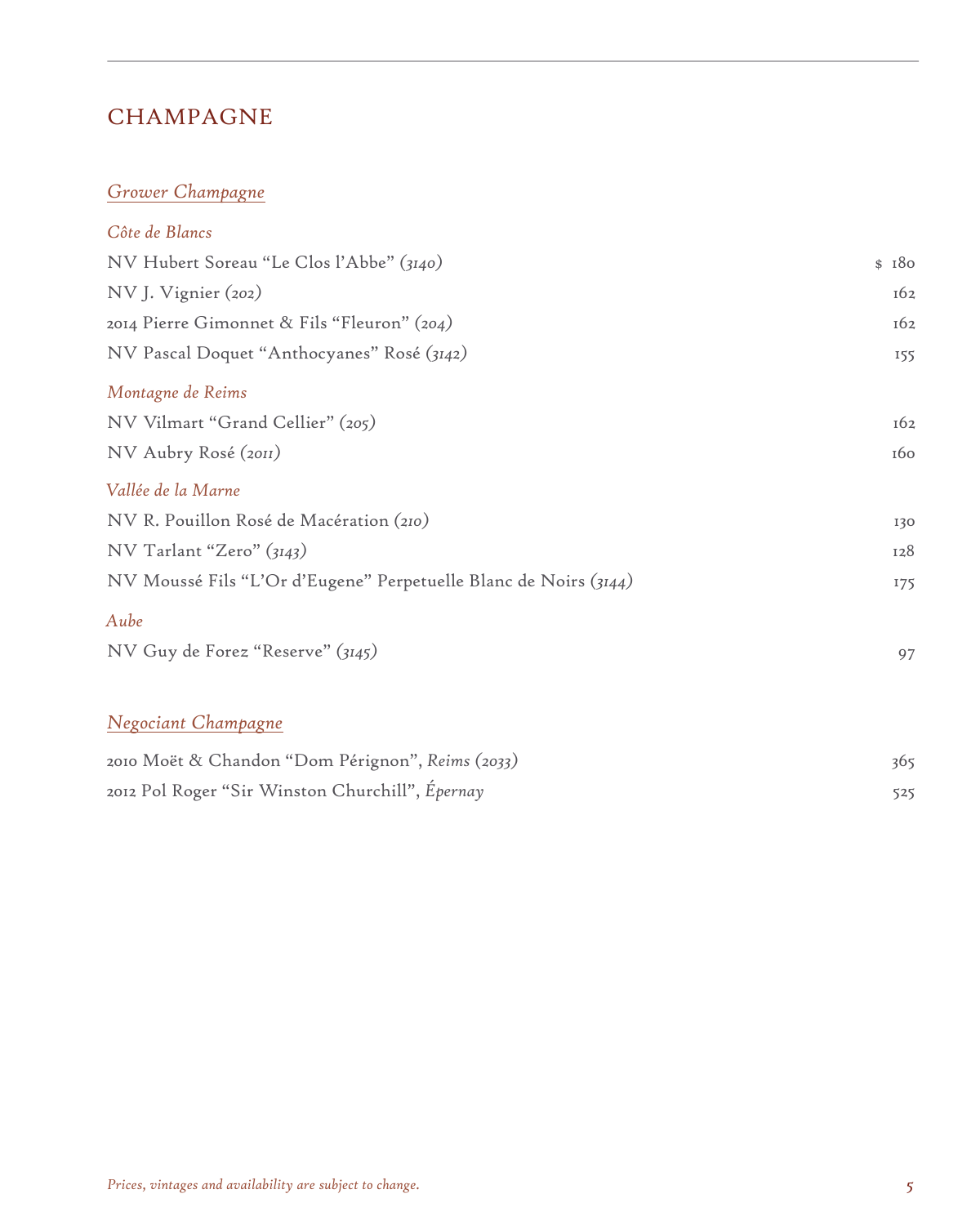# CHAMPAGNE

## *Grower Champagne*

### *Côte de Blancs*

| | |
|---|---|
| NV Hubert Soreau "Le Clos l'Abbe" *(3140)* | $ 180 |
| NV J. Vignier *(202)* | 162 |
| 2014 Pierre Gimonnet & Fils "Fleuron" *(204)* | 162 |
| NV Pascal Doquet "Anthocyanes" Rosé *(3142)* | 155 |

### *Montagne de Reims*

| | |
|---|---|
| NV Vilmart "Grand Cellier" *(205)* | 162 |
| NV Aubry Rosé *(2011)* | 160 |

### *Vallée de la Marne*

| | |
|---|---|
| NV R. Pouillon Rosé de Macération *(210)* | 130 |
| NV Tarlant "Zero" *(3143)* | 128 |
| NV Moussé Fils "L'Or d'Eugene" Perpetuelle Blanc de Noirs *(3144)* | 175 |

### *Aube*

| | |
|---|---|
| NV Guy de Forez "Reserve" *(3145)* | 97 |

## *Negociant Champagne*

| | |
|---|---|
| 2010 Moët & Chandon "Dom Pérignon", *Reims (2033)* | 365 |
| 2012 Pol Roger "Sir Winston Churchill", *Épernay* | 525 |

*Prices, vintages and availability are subject to change.*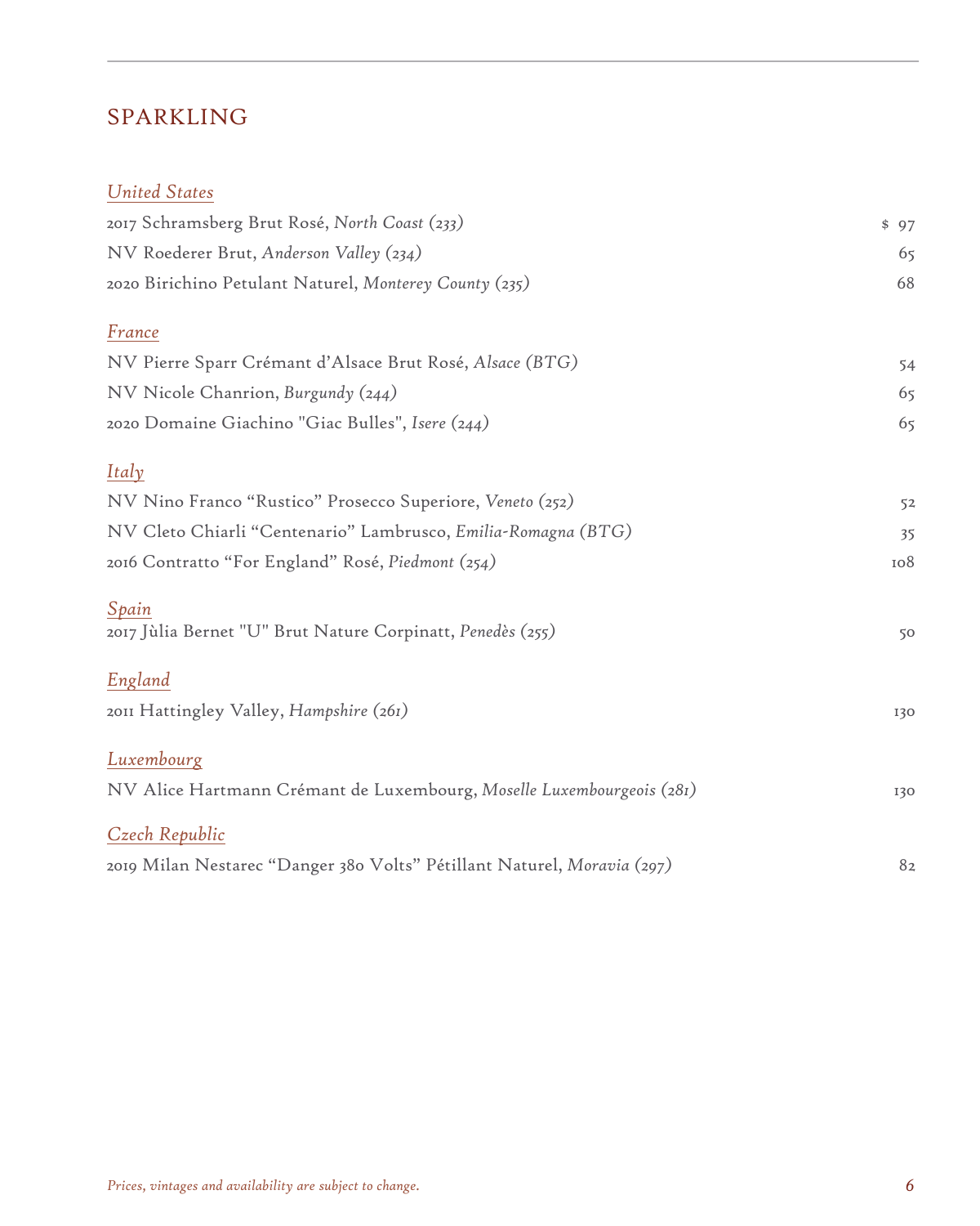## SPARKLING

*United States*

| | |
|---|---|
| 2017 Schramsberg Brut Rosé, *North Coast (233)* | $ 97 |
| NV Roederer Brut, *Anderson Valley (234)* | 65 |
| 2020 Birichino Petulant Naturel, *Monterey County (235)* | 68 |

*France*

| | |
|---|---|
| NV Pierre Sparr Crémant d'Alsace Brut Rosé, *Alsace (BTG)* | 54 |
| NV Nicole Chanrion, *Burgundy (244)* | 65 |
| 2020 Domaine Giachino "Giac Bulles", *Isere (244)* | 65 |

*Italy*

| | |
|---|---|
| NV Nino Franco "Rustico" Prosecco Superiore, *Veneto (252)* | 52 |
| NV Cleto Chiarli "Centenario" Lambrusco, *Emilia-Romagna (BTG)* | 35 |
| 2016 Contratto "For England" Rosé, *Piedmont (254)* | 108 |

*Spain*

| | |
|---|---|
| 2017 Jùlia Bernet "U" Brut Nature Corpinatt, *Penedès (255)* | 50 |

*England*

| | |
|---|---|
| 2011 Hattingley Valley, *Hampshire (261)* | 130 |

*Luxembourg*

| | |
|---|---|
| NV Alice Hartmann Crémant de Luxembourg, *Moselle Luxembourgeois (281)* | 130 |

*Czech Republic*

| | |
|---|---|
| 2019 Milan Nestarec "Danger 380 Volts" Pétillant Naturel, *Moravia (297)* | 82 |

*Prices, vintages and availability are subject to change.*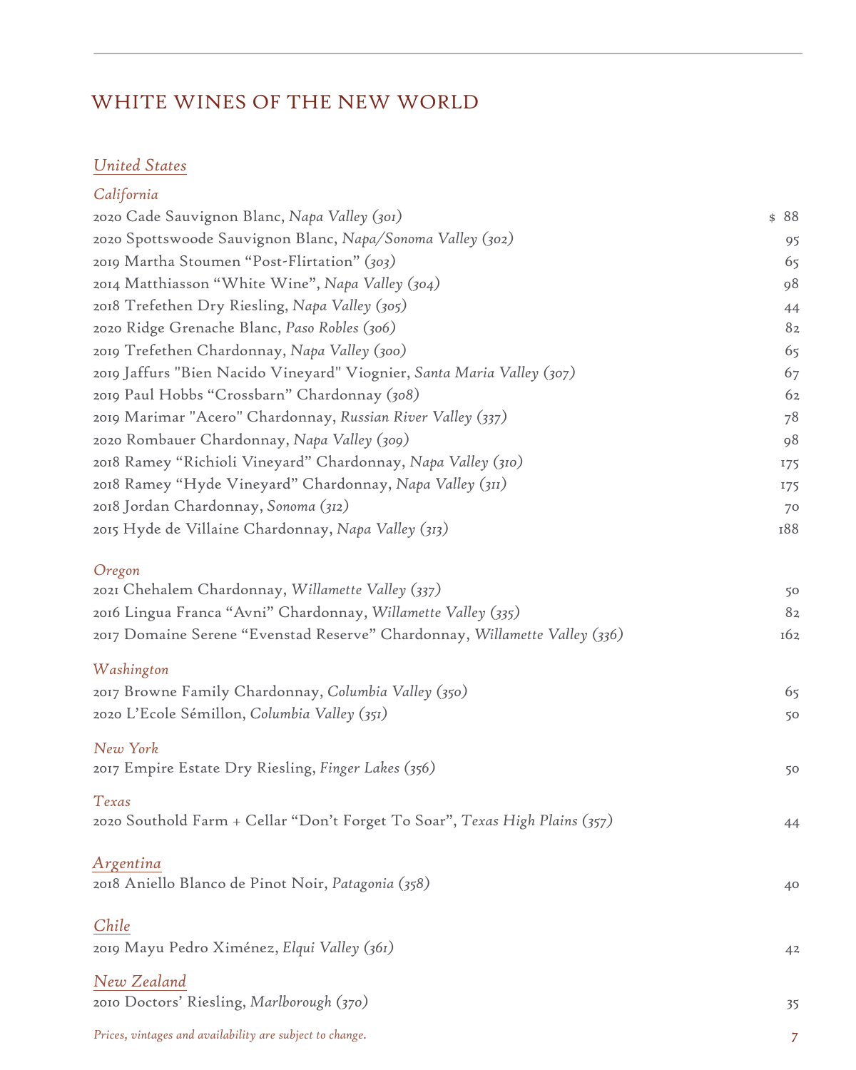# WHITE WINES OF THE NEW WORLD

## *United States*

### *California*

| | |
|---|---|
| 2020 Cade Sauvignon Blanc, *Napa Valley (301)* | $ 88 |
| 2020 Spottswoode Sauvignon Blanc, *Napa/Sonoma Valley (302)* | 95 |
| 2019 Martha Stoumen "Post-Flirtation" *(303)* | 65 |
| 2014 Matthiasson "White Wine", *Napa Valley (304)* | 98 |
| 2018 Trefethen Dry Riesling, *Napa Valley (305)* | 44 |
| 2020 Ridge Grenache Blanc, *Paso Robles (306)* | 82 |
| 2019 Trefethen Chardonnay, *Napa Valley (300)* | 65 |
| 2019 Jaffurs "Bien Nacido Vineyard" Viognier, *Santa Maria Valley (307)* | 67 |
| 2019 Paul Hobbs "Crossbarn" Chardonnay *(308)* | 62 |
| 2019 Marimar "Acero" Chardonnay, *Russian River Valley (337)* | 78 |
| 2020 Rombauer Chardonnay, *Napa Valley (309)* | 98 |
| 2018 Ramey "Richioli Vineyard" Chardonnay, *Napa Valley (310)* | 175 |
| 2018 Ramey "Hyde Vineyard" Chardonnay, *Napa Valley (311)* | 175 |
| 2018 Jordan Chardonnay, *Sonoma (312)* | 70 |
| 2015 Hyde de Villaine Chardonnay, *Napa Valley (313)* | 188 |

### *Oregon*

| | |
|---|---|
| 2021 Chehalem Chardonnay, *Willamette Valley (337)* | 50 |
| 2016 Lingua Franca "Avni" Chardonnay, *Willamette Valley (335)* | 82 |
| 2017 Domaine Serene "Evenstad Reserve" Chardonnay, *Willamette Valley (336)* | 162 |

### *Washington*

| | |
|---|---|
| 2017 Browne Family Chardonnay, *Columbia Valley (350)* | 65 |
| 2020 L'Ecole Sémillon, *Columbia Valley (351)* | 50 |

### *New York*

| | |
|---|---|
| 2017 Empire Estate Dry Riesling, *Finger Lakes (356)* | 50 |

### *Texas*

| | |
|---|---|
| 2020 Southold Farm + Cellar "Don't Forget To Soar", *Texas High Plains (357)* | 44 |

## *Argentina*

| | |
|---|---|
| 2018 Aniello Blanco de Pinot Noir, *Patagonia (358)* | 40 |

## *Chile*

| | |
|---|---|
| 2019 Mayu Pedro Ximénez, *Elqui Valley (361)* | 42 |

## *New Zealand*

| | |
|---|---|
| 2010 Doctors' Riesling, *Marlborough (370)* | 35 |

*Prices, vintages and availability are subject to change.*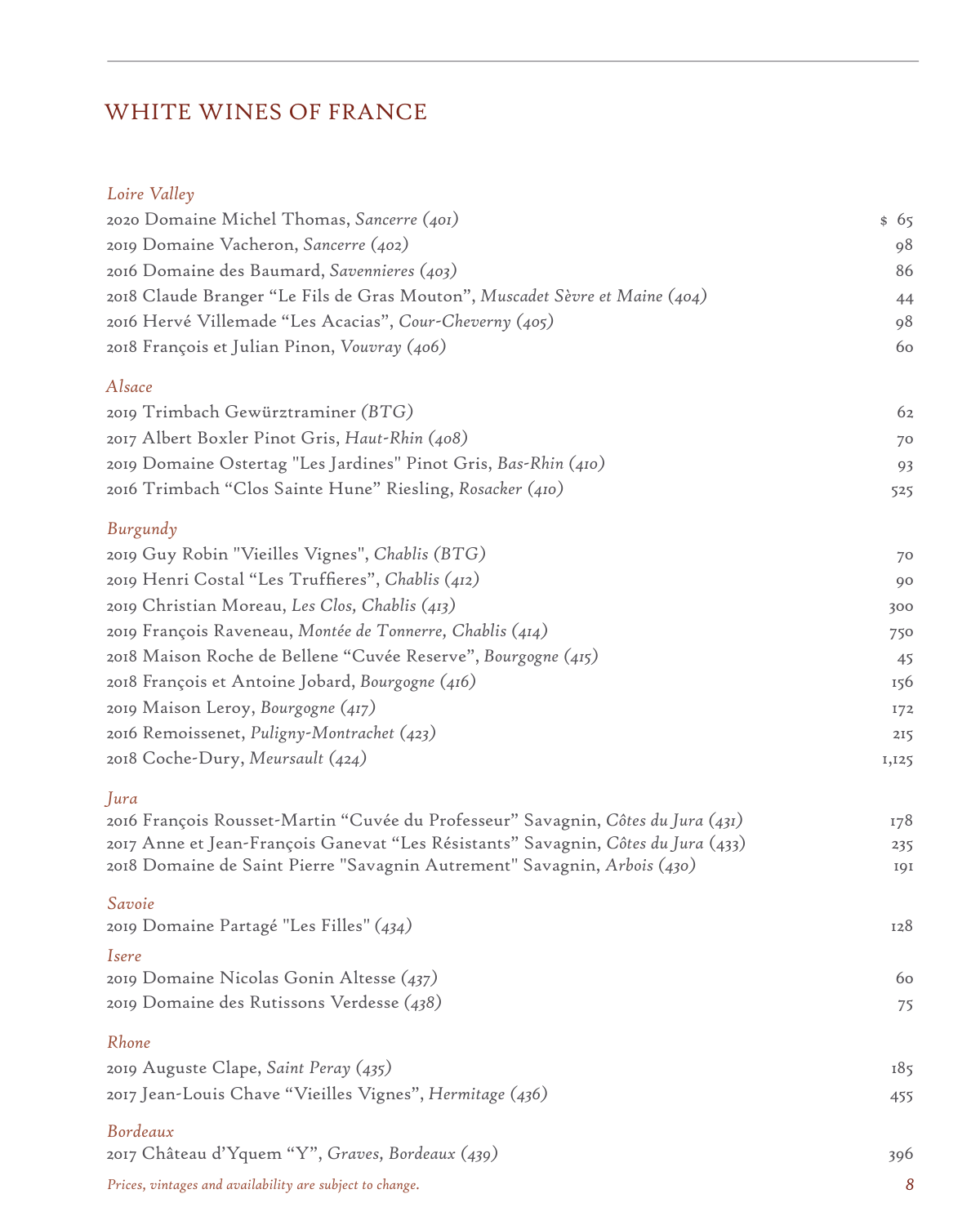# WHITE WINES OF FRANCE

*Loire Valley*

| | |
|---|---|
| 2020 Domaine Michel Thomas, *Sancerre (401)* | $ 65 |
| 2019 Domaine Vacheron, *Sancerre (402)* | 98 |
| 2016 Domaine des Baumard, *Savennieres (403)* | 86 |
| 2018 Claude Branger "Le Fils de Gras Mouton", *Muscadet Sèvre et Maine (404)* | 44 |
| 2016 Hervé Villemade "Les Acacias", *Cour-Cheverny (405)* | 98 |
| 2018 François et Julian Pinon, *Vouvray (406)* | 60 |

*Alsace*

| | |
|---|---|
| 2019 Trimbach Gewürztraminer *(BTG)* | 62 |
| 2017 Albert Boxler Pinot Gris, *Haut-Rhin (408)* | 70 |
| 2019 Domaine Ostertag "Les Jardines" Pinot Gris, *Bas-Rhin (410)* | 93 |
| 2016 Trimbach "Clos Sainte Hune" Riesling, *Rosacker (410)* | 525 |

*Burgundy*

| | |
|---|---|
| 2019 Guy Robin "Vieilles Vignes", *Chablis (BTG)* | 70 |
| 2019 Henri Costal "Les Truffieres", *Chablis (412)* | 90 |
| 2019 Christian Moreau, *Les Clos, Chablis (413)* | 300 |
| 2019 François Raveneau, *Montée de Tonnerre, Chablis (414)* | 750 |
| 2018 Maison Roche de Bellene "Cuvée Reserve", *Bourgogne (415)* | 45 |
| 2018 François et Antoine Jobard, *Bourgogne (416)* | 156 |
| 2019 Maison Leroy, *Bourgogne (417)* | 172 |
| 2016 Remoissenet, *Puligny-Montrachet (423)* | 215 |
| 2018 Coche-Dury, *Meursault (424)* | 1,125 |

*Jura*

| | |
|---|---|
| 2016 François Rousset-Martin "Cuvée du Professeur" Savagnin, *Côtes du Jura (431)* | 178 |
| 2017 Anne et Jean-François Ganevat "Les Résistants" Savagnin, *Côtes du Jura (433)* | 235 |
| 2018 Domaine de Saint Pierre "Savagnin Autrement" Savagnin, *Arbois (430)* | 191 |

*Savoie*

| | |
|---|---|
| 2019 Domaine Partagé "Les Filles" *(434)* | 128 |

*Isere*

| | |
|---|---|
| 2019 Domaine Nicolas Gonin Altesse *(437)* | 60 |
| 2019 Domaine des Rutissons Verdesse *(438)* | 75 |

*Rhone*

| | |
|---|---|
| 2019 Auguste Clape, *Saint Peray (435)* | 185 |
| 2017 Jean-Louis Chave "Vieilles Vignes", *Hermitage (436)* | 455 |

*Bordeaux*

| | |
|---|---|
| 2017 Château d'Yquem "Y", *Graves, Bordeaux (439)* | 396 |

*Prices, vintages and availability are subject to change.*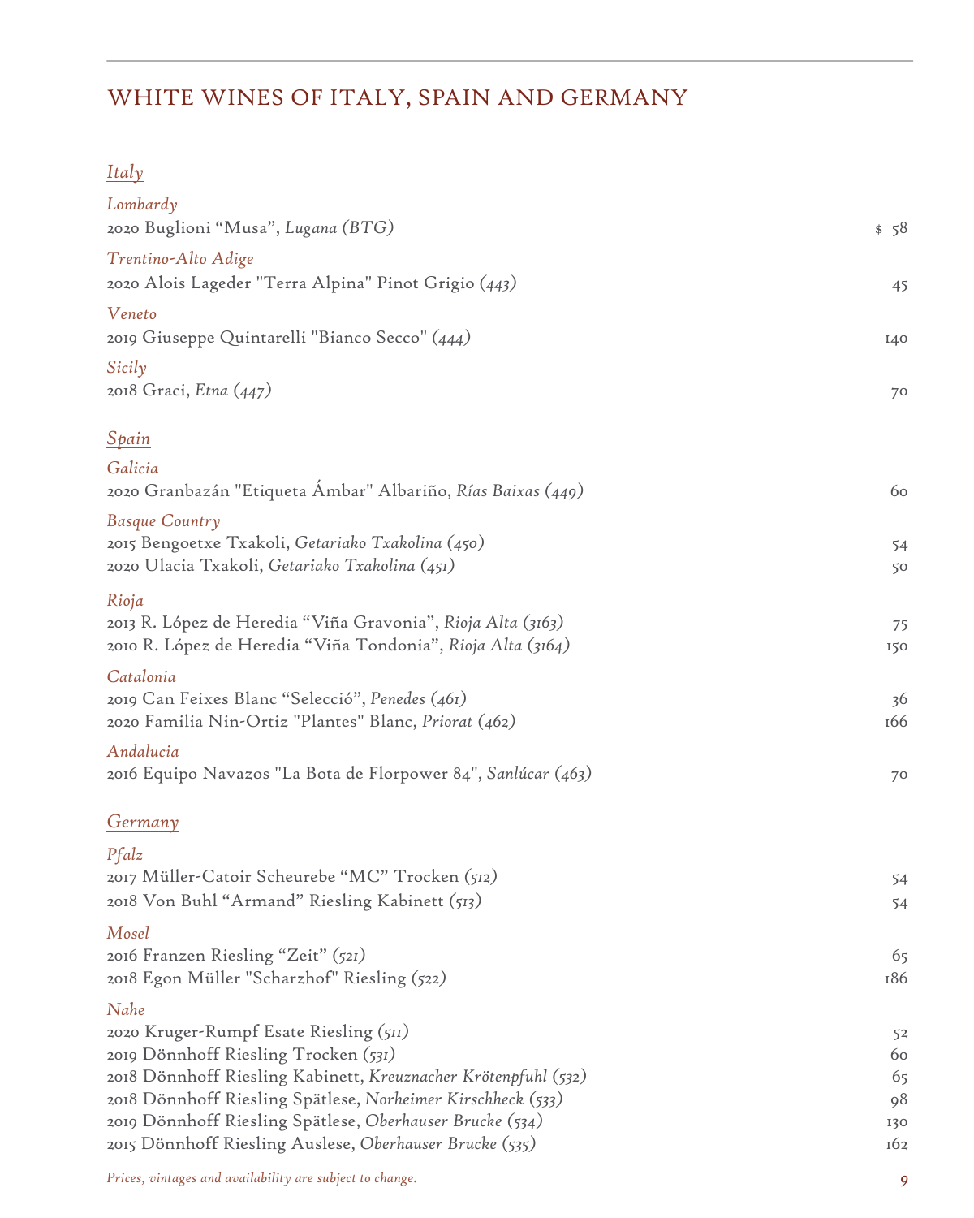# WHITE WINES OF ITALY, SPAIN AND GERMANY

## *Italy*

### *Lombardy*

2020 Buglioni “Musa”, *Lugana (BTG)* — $ 58

### *Trentino-Alto Adige*

2020 Alois Lageder "Terra Alpina" Pinot Grigio *(443)* — 45

### *Veneto*

2019 Giuseppe Quintarelli "Bianco Secco" *(444)* — 140

### *Sicily*

2018 Graci, *Etna (447)* — 70

## *Spain*

### *Galicia*

2020 Granbazán "Etiqueta Ámbar" Albariño, *Rías Baixas (449)* — 60

### *Basque Country*

2015 Bengoetxe Txakoli, *Getariako Txakolina (450)* — 54

2020 Ulacia Txakoli, *Getariako Txakolina (451)* — 50

### *Rioja*

2013 R. López de Heredia “Viña Gravonia”, *Rioja Alta (3163)* — 75

2010 R. López de Heredia “Viña Tondonia”, *Rioja Alta (3164)* — 150

### *Catalonia*

2019 Can Feixes Blanc “Selecció”, *Penedes (461)* — 36

2020 Familia Nin-Ortiz "Plantes" Blanc, *Priorat (462)* — 166

### *Andalucia*

2016 Equipo Navazos "La Bota de Florpower 84", *Sanlúcar (463)* — 70

## *Germany*

### *Pfalz*

2017 Müller-Catoir Scheurebe “MC” Trocken *(512)* — 54

2018 Von Buhl “Armand” Riesling Kabinett *(513)* — 54

### *Mosel*

2016 Franzen Riesling “Zeit” *(521)* — 65

2018 Egon Müller "Scharzhof" Riesling *(522)* — 186

### *Nahe*

2020 Kruger-Rumpf Esate Riesling *(511)* — 52

2019 Dönnhoff Riesling Trocken *(531)* — 60

2018 Dönnhoff Riesling Kabinett, *Kreuznacher Krötenpfuhl (532)* — 65

2018 Dönnhoff Riesling Spätlese, *Norheimer Kirschheck (533)* — 98

2019 Dönnhoff Riesling Spätlese, *Oberhauser Brucke (534)* — 130

2015 Dönnhoff Riesling Auslese, *Oberhauser Brucke (535)* — 162

*Prices, vintages and availability are subject to change.*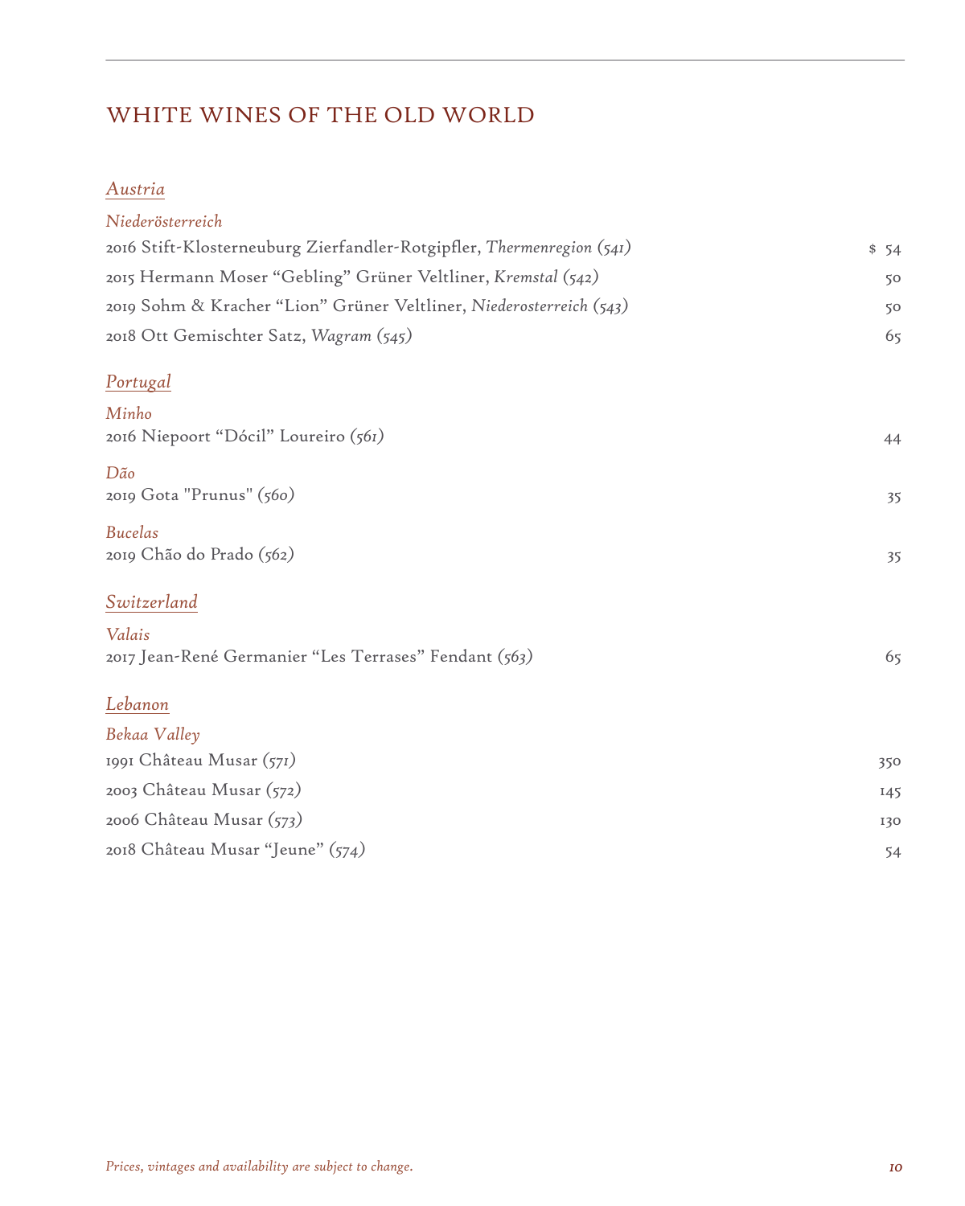## WHITE WINES OF THE OLD WORLD

### *Austria*

*Niederösterreich*

2016 Stift-Klosterneuburg Zierfandler-Rotgipfler, *Thermenregion (541)* — $ 54

2015 Hermann Moser "Gebling" Grüner Veltliner, *Kremstal (542)* — 50

2019 Sohm & Kracher "Lion" Grüner Veltliner, *Niederosterreich (543)* — 50

2018 Ott Gemischter Satz, *Wagram (545)* — 65

### *Portugal*

*Minho*

2016 Niepoort "Dócil" Loureiro *(561)* — 44

*Dão*

2019 Gota "Prunus" *(560)* — 35

*Bucelas*

2019 Chão do Prado *(562)* — 35

### *Switzerland*

*Valais*

2017 Jean-René Germanier "Les Terrases" Fendant *(563)* — 65

### *Lebanon*

*Bekaa Valley*

1991 Château Musar *(571)* — 350

2003 Château Musar *(572)* — 145

2006 Château Musar *(573)* — 130

2018 Château Musar "Jeune" *(574)* — 54

*Prices, vintages and availability are subject to change.*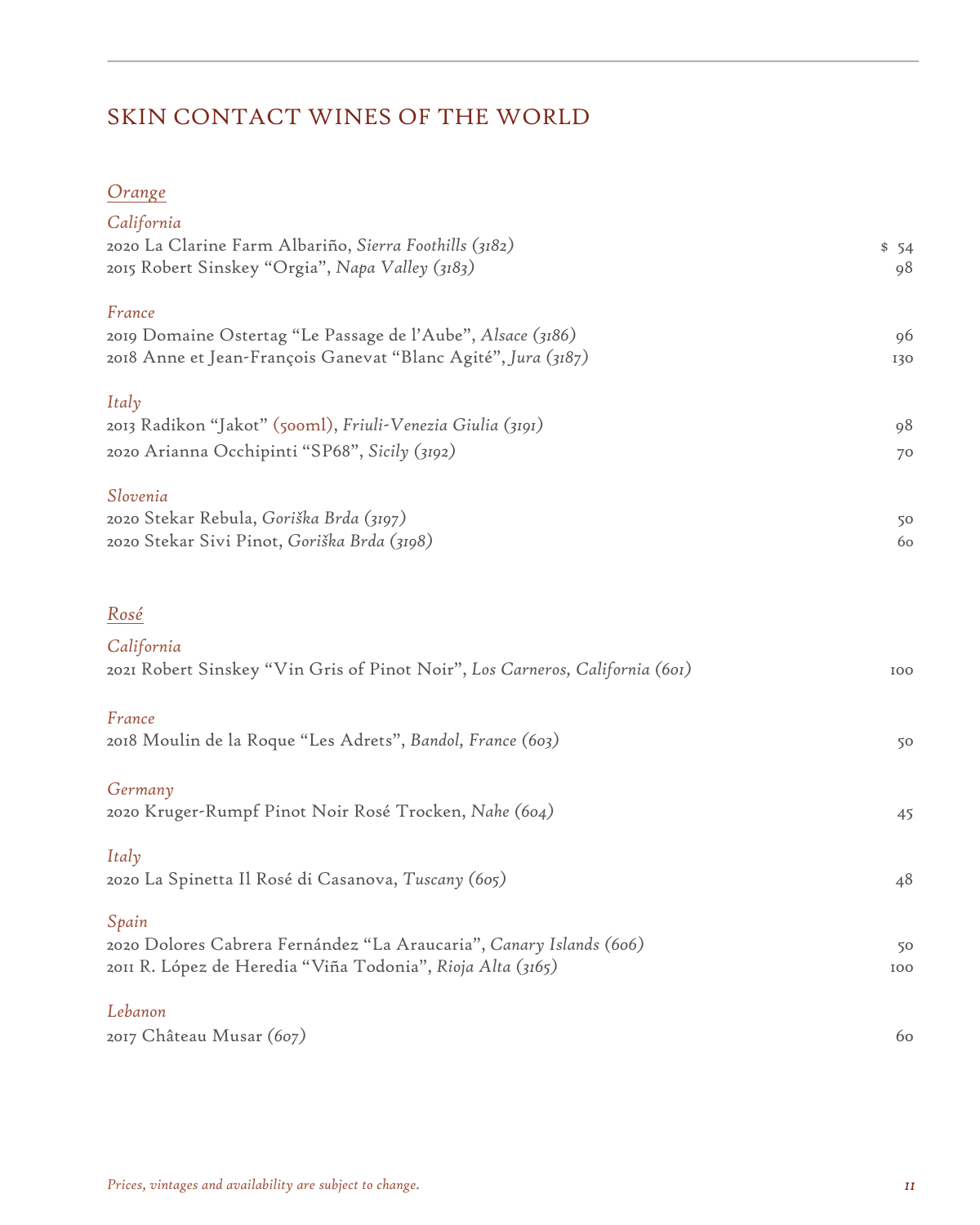# SKIN CONTACT WINES OF THE WORLD

## *Orange*

### *California*

| Wine | Price |
|---|---|
| 2020 La Clarine Farm Albariño, *Sierra Foothills (3182)* | $ 54 |
| 2015 Robert Sinskey "Orgia", *Napa Valley (3183)* | 98 |

### *France*

| Wine | Price |
|---|---|
| 2019 Domaine Ostertag "Le Passage de l'Aube", *Alsace (3186)* | 96 |
| 2018 Anne et Jean-François Ganevat "Blanc Agité", *Jura (3187)* | 130 |

### *Italy*

| Wine | Price |
|---|---|
| 2013 Radikon "Jakot" (500ml), *Friuli-Venezia Giulia (3191)* | 98 |
| 2020 Arianna Occhipinti "SP68", *Sicily (3192)* | 70 |

### *Slovenia*

| Wine | Price |
|---|---|
| 2020 Stekar Rebula, *Goriška Brda (3197)* | 50 |
| 2020 Stekar Sivi Pinot, *Goriška Brda (3198)* | 60 |

## *Rosé*

### *California*

| Wine | Price |
|---|---|
| 2021 Robert Sinskey "Vin Gris of Pinot Noir", *Los Carneros, California (601)* | 100 |

### *France*

| Wine | Price |
|---|---|
| 2018 Moulin de la Roque "Les Adrets", *Bandol, France (603)* | 50 |

### *Germany*

| Wine | Price |
|---|---|
| 2020 Kruger-Rumpf Pinot Noir Rosé Trocken, *Nahe (604)* | 45 |

### *Italy*

| Wine | Price |
|---|---|
| 2020 La Spinetta Il Rosé di Casanova, *Tuscany (605)* | 48 |

### *Spain*

| Wine | Price |
|---|---|
| 2020 Dolores Cabrera Fernández "La Araucaria", *Canary Islands (606)* | 50 |
| 2011 R. López de Heredia "Viña Todonia", *Rioja Alta (3165)* | 100 |

### *Lebanon*

| Wine | Price |
|---|---|
| 2017 Château Musar *(607)* | 60 |

*Prices, vintages and availability are subject to change.*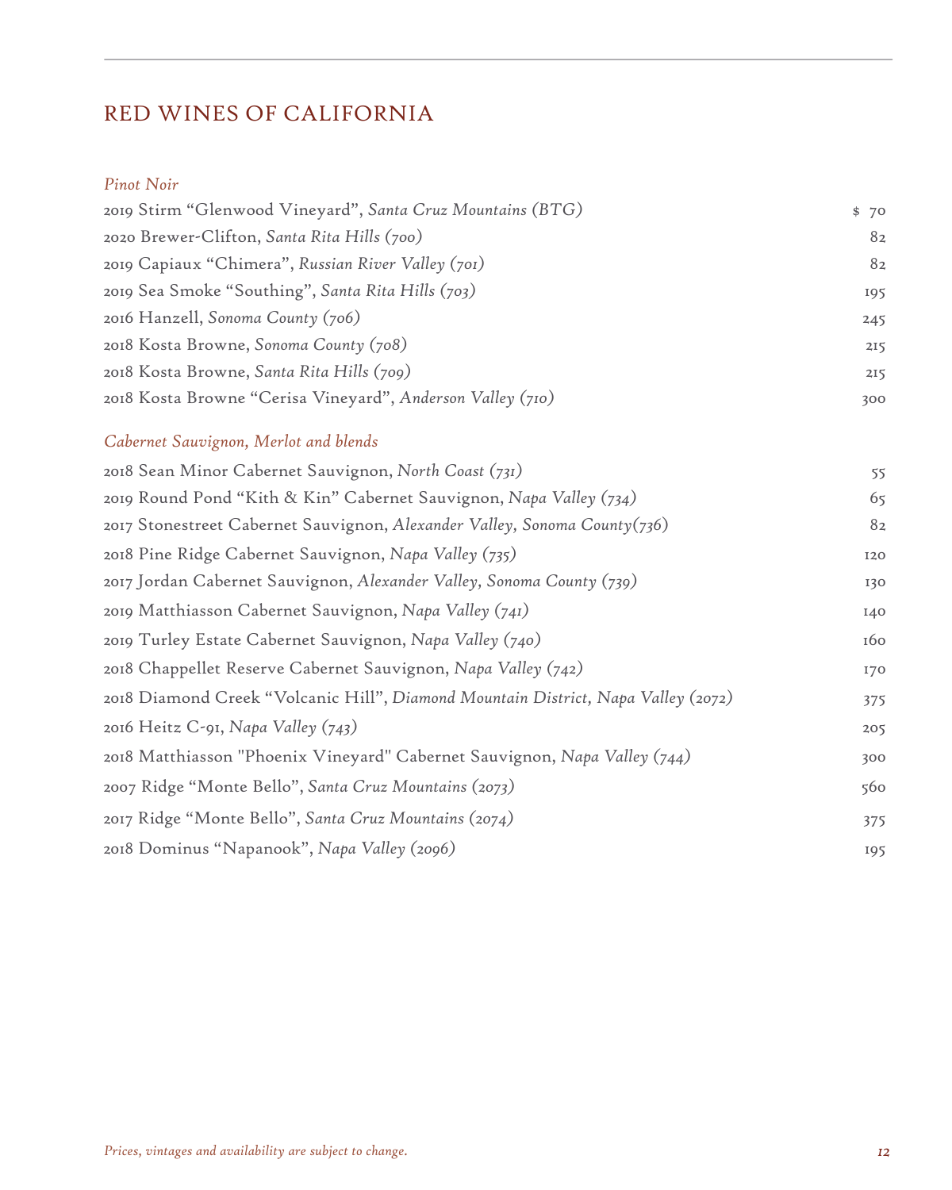## RED WINES OF CALIFORNIA

### *Pinot Noir*

| Wine | Price |
|---|---|
| 2019 Stirm “Glenwood Vineyard”, *Santa Cruz Mountains (BTG)* | $ 70 |
| 2020 Brewer-Clifton, *Santa Rita Hills (700)* | 82 |
| 2019 Capiaux “Chimera”, *Russian River Valley (701)* | 82 |
| 2019 Sea Smoke “Southing”, *Santa Rita Hills (703)* | 195 |
| 2016 Hanzell, *Sonoma County (706)* | 245 |
| 2018 Kosta Browne, *Sonoma County (708)* | 215 |
| 2018 Kosta Browne, *Santa Rita Hills (709)* | 215 |
| 2018 Kosta Browne “Cerisa Vineyard”, *Anderson Valley (710)* | 300 |

### *Cabernet Sauvignon, Merlot and blends*

| Wine | Price |
|---|---|
| 2018 Sean Minor Cabernet Sauvignon, *North Coast (731)* | 55 |
| 2019 Round Pond “Kith & Kin” Cabernet Sauvignon, *Napa Valley (734)* | 65 |
| 2017 Stonestreet Cabernet Sauvignon, *Alexander Valley, Sonoma County(736)* | 82 |
| 2018 Pine Ridge Cabernet Sauvignon, *Napa Valley (735)* | 120 |
| 2017 Jordan Cabernet Sauvignon, *Alexander Valley, Sonoma County (739)* | 130 |
| 2019 Matthiasson Cabernet Sauvignon, *Napa Valley (741)* | 140 |
| 2019 Turley Estate Cabernet Sauvignon, *Napa Valley (740)* | 160 |
| 2018 Chappellet Reserve Cabernet Sauvignon, *Napa Valley (742)* | 170 |
| 2018 Diamond Creek “Volcanic Hill”, *Diamond Mountain District, Napa Valley (2072)* | 375 |
| 2016 Heitz C-91, *Napa Valley (743)* | 205 |
| 2018 Matthiasson "Phoenix Vineyard" Cabernet Sauvignon, *Napa Valley (744)* | 300 |
| 2007 Ridge “Monte Bello”, *Santa Cruz Mountains (2073)* | 560 |
| 2017 Ridge “Monte Bello”, *Santa Cruz Mountains (2074)* | 375 |
| 2018 Dominus “Napanook”, *Napa Valley (2096)* | 195 |

*Prices, vintages and availability are subject to change.*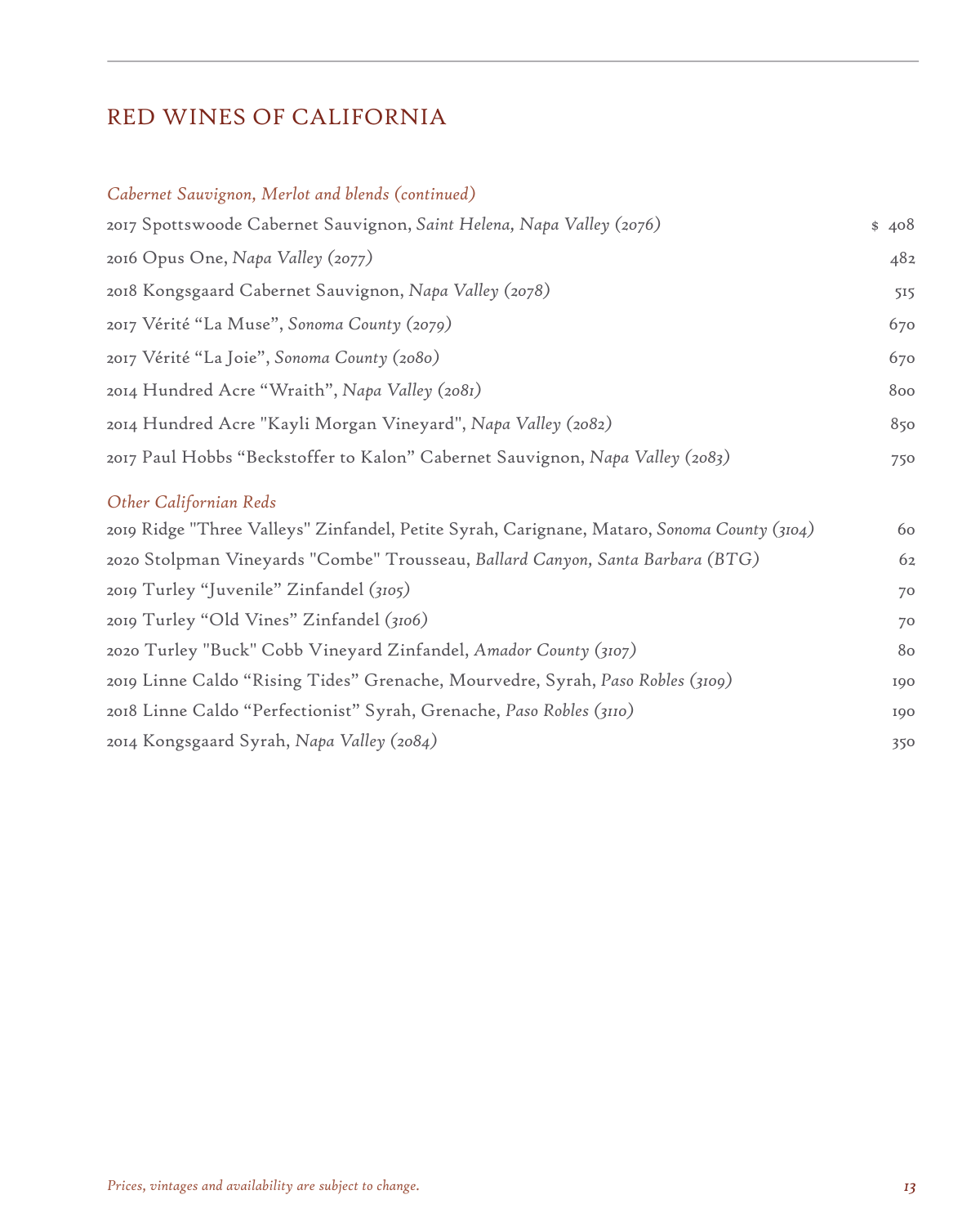# RED WINES OF CALIFORNIA

### *Cabernet Sauvignon, Merlot and blends (continued)*

| Wine | Price |
|---|---|
| 2017 Spottswoode Cabernet Sauvignon, *Saint Helena, Napa Valley (2076)* | $ 408 |
| 2016 Opus One, *Napa Valley (2077)* | 482 |
| 2018 Kongsgaard Cabernet Sauvignon, *Napa Valley (2078)* | 515 |
| 2017 Vérité “La Muse”, *Sonoma County (2079)* | 670 |
| 2017 Vérité “La Joie”, *Sonoma County (2080)* | 670 |
| 2014 Hundred Acre “Wraith”, *Napa Valley (2081)* | 800 |
| 2014 Hundred Acre "Kayli Morgan Vineyard", *Napa Valley (2082)* | 850 |
| 2017 Paul Hobbs “Beckstoffer to Kalon” Cabernet Sauvignon, *Napa Valley (2083)* | 750 |

### *Other Californian Reds*

| Wine | Price |
|---|---|
| 2019 Ridge "Three Valleys" Zinfandel, Petite Syrah, Carignane, Mataro, *Sonoma County (3104)* | 60 |
| 2020 Stolpman Vineyards "Combe" Trousseau, *Ballard Canyon, Santa Barbara (BTG)* | 62 |
| 2019 Turley “Juvenile” Zinfandel *(3105)* | 70 |
| 2019 Turley “Old Vines” Zinfandel *(3106)* | 70 |
| 2020 Turley "Buck" Cobb Vineyard Zinfandel, *Amador County (3107)* | 80 |
| 2019 Linne Caldo “Rising Tides” Grenache, Mourvedre, Syrah, *Paso Robles (3109)* | 190 |
| 2018 Linne Caldo “Perfectionist” Syrah, Grenache, *Paso Robles (3110)* | 190 |
| 2014 Kongsgaard Syrah, *Napa Valley (2084)* | 350 |

*Prices, vintages and availability are subject to change.*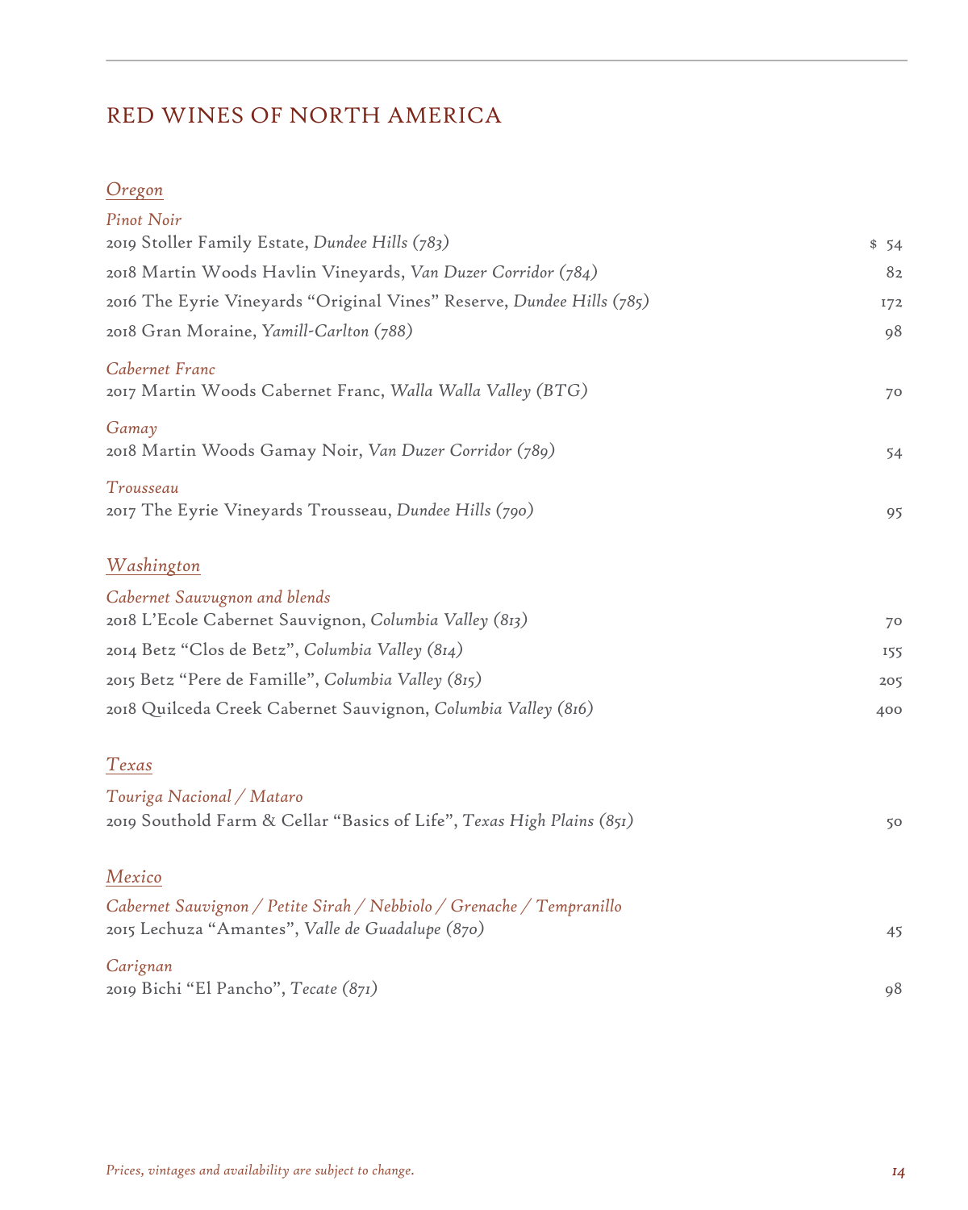## RED WINES OF NORTH AMERICA

### *Oregon*

*Pinot Noir*

| | |
|---|---|
| 2019 Stoller Family Estate, *Dundee Hills (783)* | $ 54 |
| 2018 Martin Woods Havlin Vineyards, *Van Duzer Corridor (784)* | 82 |
| 2016 The Eyrie Vineyards "Original Vines" Reserve, *Dundee Hills (785)* | 172 |
| 2018 Gran Moraine, *Yamill-Carlton (788)* | 98 |

*Cabernet Franc*

| | |
|---|---|
| 2017 Martin Woods Cabernet Franc, *Walla Walla Valley (BTG)* | 70 |

*Gamay*

| | |
|---|---|
| 2018 Martin Woods Gamay Noir, *Van Duzer Corridor (789)* | 54 |

*Trousseau*

| | |
|---|---|
| 2017 The Eyrie Vineyards Trousseau, *Dundee Hills (790)* | 95 |

### *Washington*

*Cabernet Sauvugnon and blends*

| | |
|---|---|
| 2018 L'Ecole Cabernet Sauvignon, *Columbia Valley (813)* | 70 |
| 2014 Betz "Clos de Betz", *Columbia Valley (814)* | 155 |
| 2015 Betz "Pere de Famille", *Columbia Valley (815)* | 205 |
| 2018 Quilceda Creek Cabernet Sauvignon, *Columbia Valley (816)* | 400 |

### *Texas*

*Touriga Nacional / Mataro*

| | |
|---|---|
| 2019 Southold Farm & Cellar "Basics of Life", *Texas High Plains (851)* | 50 |

### *Mexico*

*Cabernet Sauvignon / Petite Sirah / Nebbiolo / Grenache / Tempranillo*

| | |
|---|---|
| 2015 Lechuza "Amantes", *Valle de Guadalupe (870)* | 45 |

*Carignan*

| | |
|---|---|
| 2019 Bichi "El Pancho", *Tecate (871)* | 98 |

*Prices, vintages and availability are subject to change.*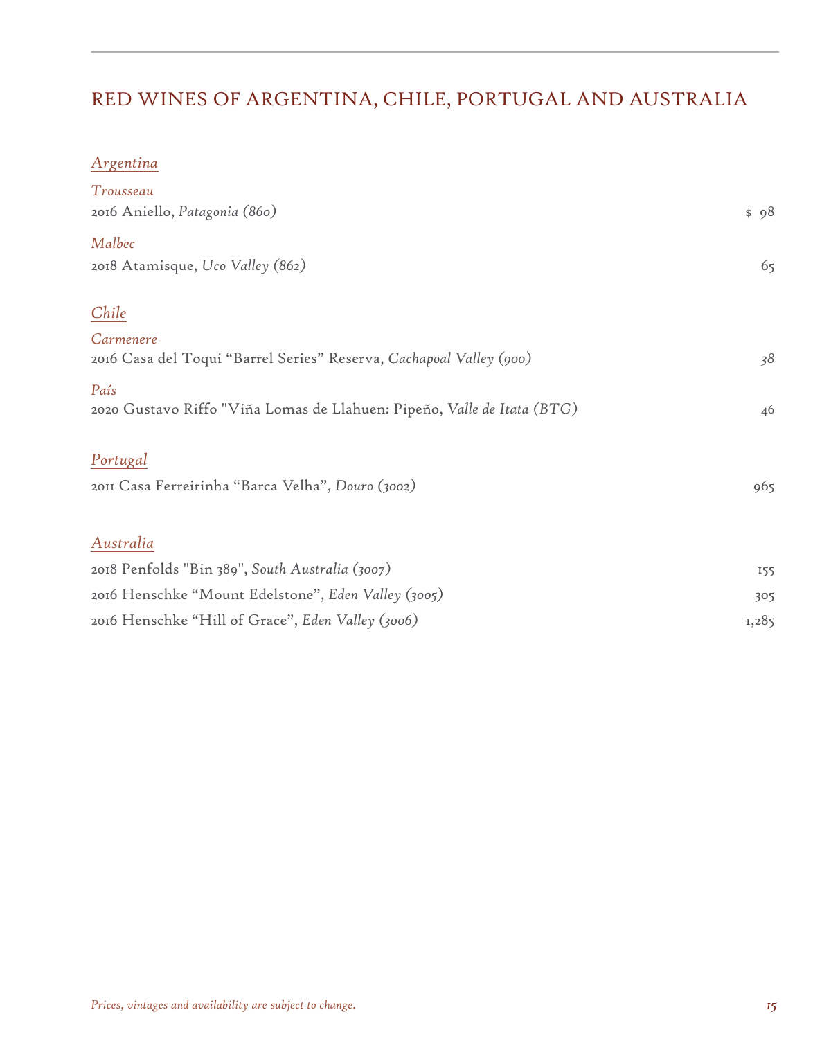# RED WINES OF ARGENTINA, CHILE, PORTUGAL AND AUSTRALIA

## *Argentina*

*Trousseau*

2016 Aniello, *Patagonia (860)* — $ 98

*Malbec*

2018 Atamisque, *Uco Valley (862)* — 65

## *Chile*

*Carmenere*

2016 Casa del Toqui "Barrel Series" Reserva, *Cachapoal Valley (900)* — 38

*País*

2020 Gustavo Riffo "Viña Lomas de Llahuen: Pipeño, *Valle de Itata (BTG)* — 46

## *Portugal*

2011 Casa Ferreirinha "Barca Velha", *Douro (3002)* — 965

## *Australia*

2018 Penfolds "Bin 389", *South Australia (3007)* — 155

2016 Henschke "Mount Edelstone", *Eden Valley (3005)* — 305

2016 Henschke "Hill of Grace", *Eden Valley (3006)* — 1,285

*Prices, vintages and availability are subject to change.*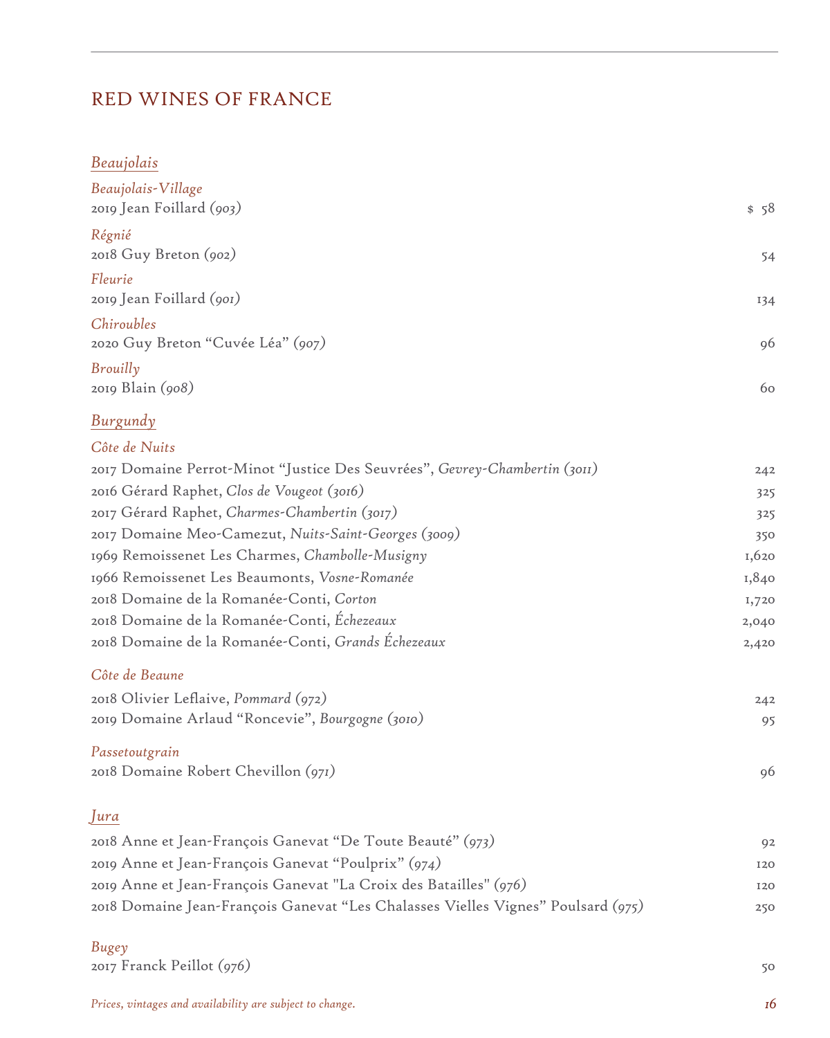# RED WINES OF FRANCE

## *Beaujolais*

*Beaujolais-Village*

2019 Jean Foillard *(903)* — $ 58

*Régnié*

2018 Guy Breton *(902)* — 54

*Fleurie*

2019 Jean Foillard *(901)* — 134

*Chiroubles*

2020 Guy Breton "Cuvée Léa" *(907)* — 96

*Brouilly*

2019 Blain *(908)* — 60

## *Burgundy*

*Côte de Nuits*

2017 Domaine Perrot-Minot "Justice Des Seuvrées", *Gevrey-Chambertin (3011)* — 242
2016 Gérard Raphet, *Clos de Vougeot (3016)* — 325
2017 Gérard Raphet, *Charmes-Chambertin (3017)* — 325
2017 Domaine Meo-Camezut, *Nuits-Saint-Georges (3009)* — 350
1969 Remoissenet Les Charmes, *Chambolle-Musigny* — 1,620
1966 Remoissenet Les Beaumonts, *Vosne-Romanée* — 1,840
2018 Domaine de la Romanée-Conti, *Corton* — 1,720
2018 Domaine de la Romanée-Conti, *Échezeaux* — 2,040
2018 Domaine de la Romanée-Conti, *Grands Échezeaux* — 2,420

*Côte de Beaune*

2018 Olivier Leflaive, *Pommard (972)* — 242
2019 Domaine Arlaud "Roncevie", *Bourgogne (3010)* — 95

*Passetoutgrain*

2018 Domaine Robert Chevillon *(971)* — 96

## *Jura*

2018 Anne et Jean-François Ganevat "De Toute Beauté" *(973)* — 92
2019 Anne et Jean-François Ganevat "Poulprix" *(974)* — 120
2019 Anne et Jean-François Ganevat "La Croix des Batailles" *(976)* — 120
2018 Domaine Jean-François Ganevat "Les Chalasses Vielles Vignes" Poulsard *(975)* — 250

*Bugey*

2017 Franck Peillot *(976)* — 50

*Prices, vintages and availability are subject to change.*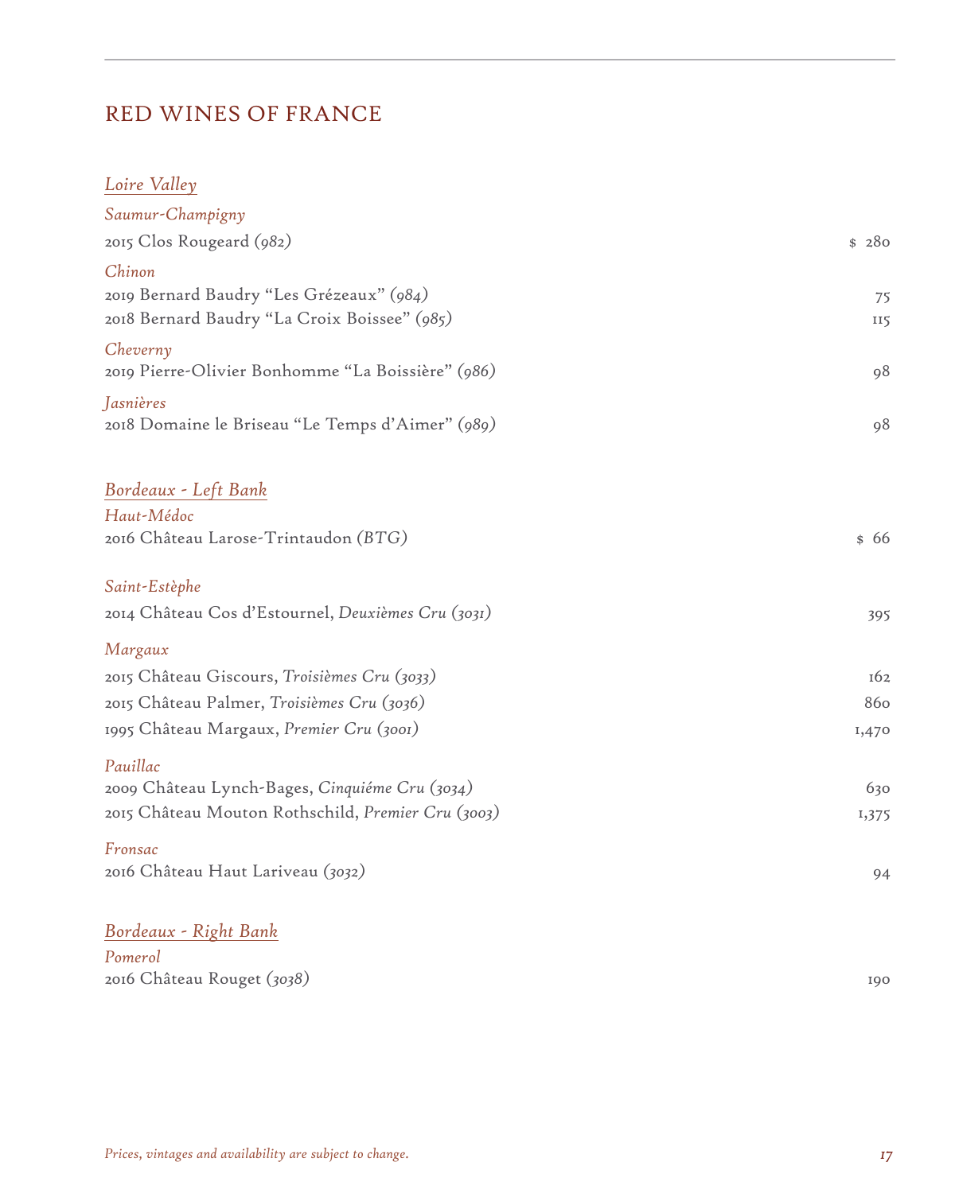# RED WINES OF FRANCE

## *Loire Valley*

*Saumur-Champigny*

2015 Clos Rougeard *(982)* — $ 280

*Chinon*

2019 Bernard Baudry "Les Grézeaux" *(984)* — 75

2018 Bernard Baudry "La Croix Boissee" *(985)* — 115

*Cheverny*

2019 Pierre-Olivier Bonhomme "La Boissière" *(986)* — 98

*Jasnières*

2018 Domaine le Briseau "Le Temps d'Aimer" *(989)* — 98

## *Bordeaux - Left Bank*

*Haut-Médoc*

2016 Château Larose-Trintaudon *(BTG)* — $ 66

*Saint-Estèphe*

2014 Château Cos d'Estournel, *Deuxièmes Cru (3031)* — 395

*Margaux*

2015 Château Giscours, *Troisièmes Cru (3033)* — 162

2015 Château Palmer, *Troisièmes Cru (3036)* — 860

1995 Château Margaux, *Premier Cru (3001)* — 1,470

*Pauillac*

2009 Château Lynch-Bages, *Cinquiéme Cru (3034)* — 630

2015 Château Mouton Rothschild, *Premier Cru (3003)* — 1,375

*Fronsac*

2016 Château Haut Lariveau *(3032)* — 94

## *Bordeaux - Right Bank*

*Pomerol*

2016 Château Rouget *(3038)* — 190

*Prices, vintages and availability are subject to change.*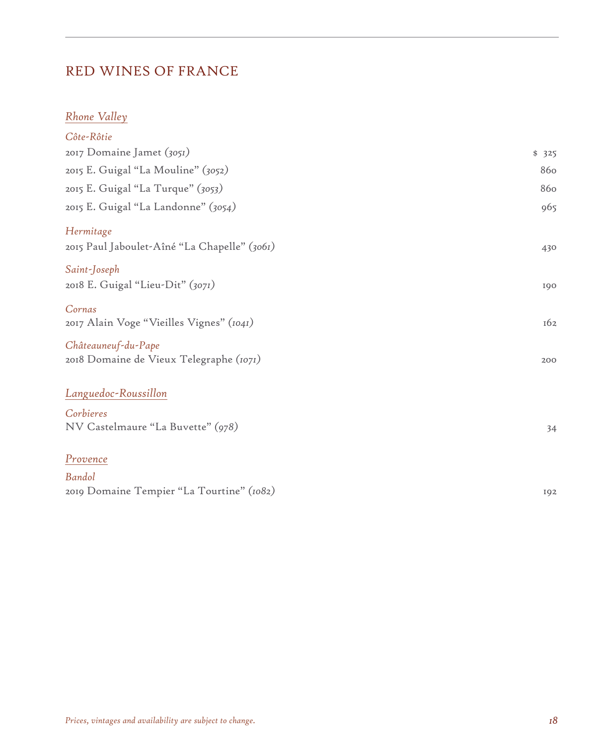# RED WINES OF FRANCE

## *Rhone Valley*

### *Côte-Rôtie*

| | |
|---|---|
| 2017 Domaine Jamet *(3051)* | $ 325 |
| 2015 E. Guigal "La Mouline" *(3052)* | 860 |
| 2015 E. Guigal "La Turque" *(3053)* | 860 |
| 2015 E. Guigal "La Landonne" *(3054)* | 965 |

### *Hermitage*

| | |
|---|---|
| 2015 Paul Jaboulet-Aîné "La Chapelle" *(3061)* | 430 |

### *Saint-Joseph*

| | |
|---|---|
| 2018 E. Guigal "Lieu-Dit" *(3071)* | 190 |

### *Cornas*

| | |
|---|---|
| 2017 Alain Voge "Vieilles Vignes" *(1041)* | 162 |

### *Châteauneuf-du-Pape*

| | |
|---|---|
| 2018 Domaine de Vieux Telegraphe *(1071)* | 200 |

## *Languedoc-Roussillon*

### *Corbieres*

| | |
|---|---|
| NV Castelmaure "La Buvette" *(978)* | 34 |

## *Provence*

### *Bandol*

| | |
|---|---|
| 2019 Domaine Tempier "La Tourtine" *(1082)* | 192 |

*Prices, vintages and availability are subject to change.*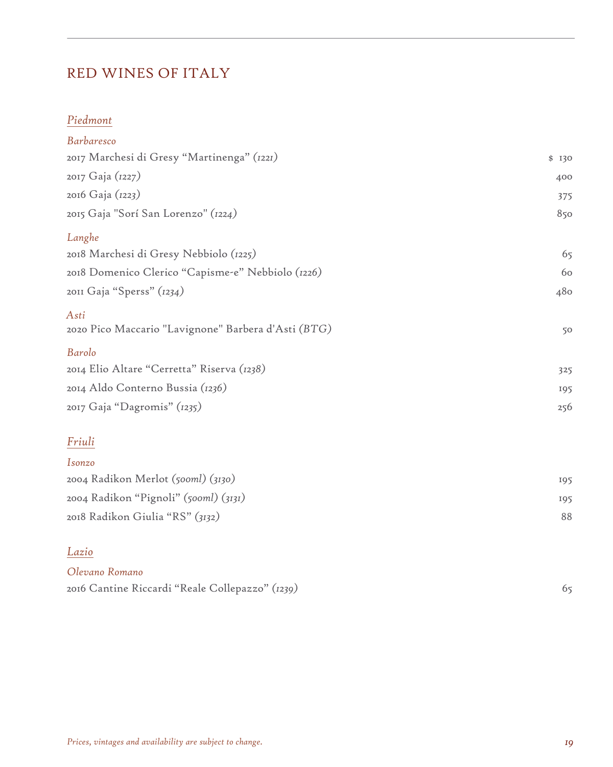# RED WINES OF ITALY

## *Piedmont*

### *Barbaresco*

| | |
|---|---|
| 2017 Marchesi di Gresy "Martinenga" *(1221)* | $ 130 |
| 2017 Gaja *(1227)* | 400 |
| 2016 Gaja *(1223)* | 375 |
| 2015 Gaja "Sorí San Lorenzo" *(1224)* | 850 |

### *Langhe*

| | |
|---|---|
| 2018 Marchesi di Gresy Nebbiolo *(1225)* | 65 |
| 2018 Domenico Clerico "Capisme-e" Nebbiolo *(1226)* | 60 |
| 2011 Gaja "Sperss" *(1234)* | 480 |

### *Asti*

| | |
|---|---|
| 2020 Pico Maccario "Lavignone" Barbera d'Asti *(BTG)* | 50 |

### *Barolo*

| | |
|---|---|
| 2014 Elio Altare "Cerretta" Riserva *(1238)* | 325 |
| 2014 Aldo Conterno Bussia *(1236)* | 195 |
| 2017 Gaja "Dagromis" *(1235)* | 256 |

## *Friuli*

### *Isonzo*

| | |
|---|---|
| 2004 Radikon Merlot *(500ml) (3130)* | 195 |
| 2004 Radikon "Pignoli" *(500ml) (3131)* | 195 |
| 2018 Radikon Giulia "RS" *(3132)* | 88 |

## *Lazio*

### *Olevano Romano*

| | |
|---|---|
| 2016 Cantine Riccardi "Reale Collepazzo" *(1239)* | 65 |

*Prices, vintages and availability are subject to change.*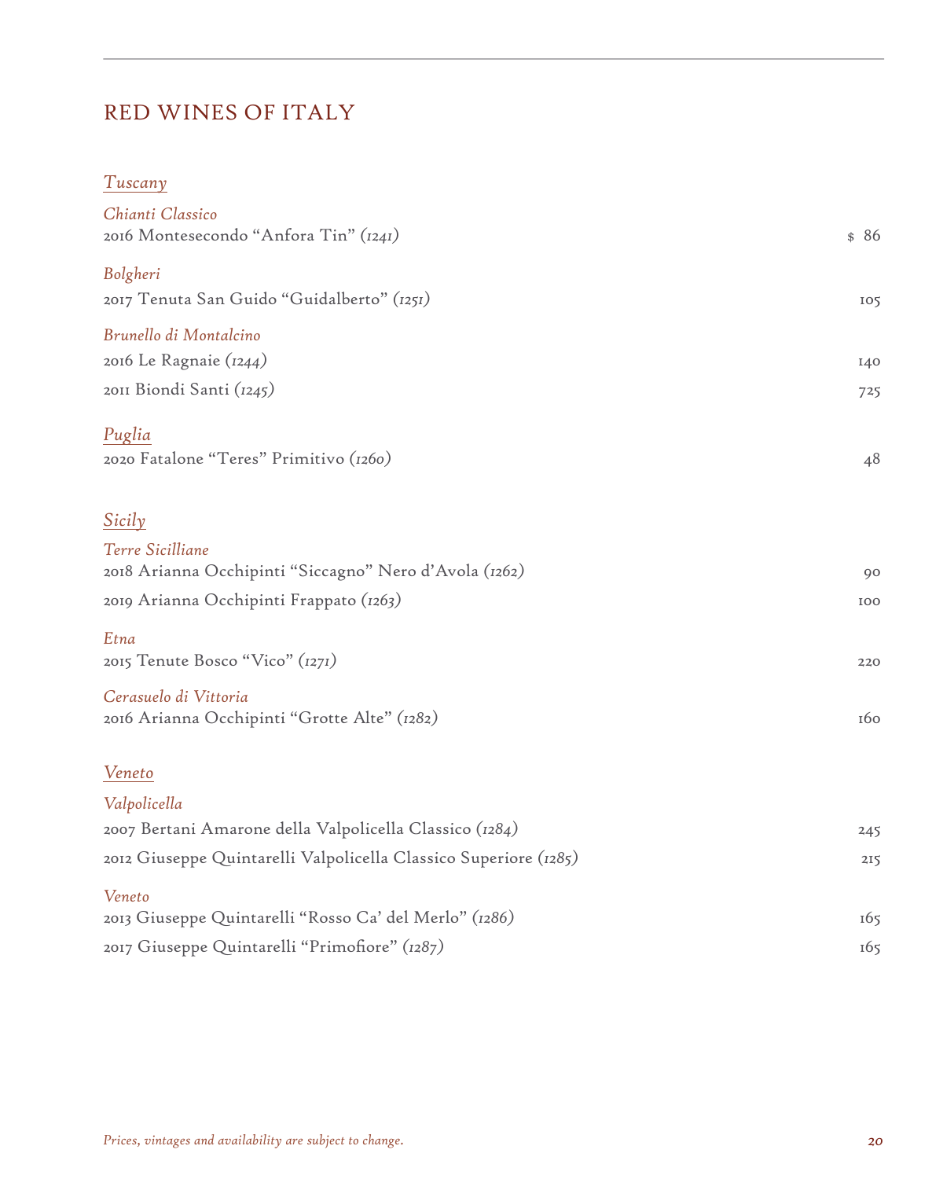# RED WINES OF ITALY

## *Tuscany*

*Chianti Classico*

| | |
|---|---|
| 2016 Montesecondo "Anfora Tin" *(1241)* | $ 86 |

*Bolgheri*

| | |
|---|---|
| 2017 Tenuta San Guido "Guidalberto" *(1251)* | 105 |

*Brunello di Montalcino*

| | |
|---|---|
| 2016 Le Ragnaie *(1244)* | 140 |
| 2011 Biondi Santi *(1245)* | 725 |

## *Puglia*

| | |
|---|---|
| 2020 Fatalone "Teres" Primitivo *(1260)* | 48 |

## *Sicily*

*Terre Sicilliane*

| | |
|---|---|
| 2018 Arianna Occhipinti "Siccagno" Nero d'Avola *(1262)* | 90 |
| 2019 Arianna Occhipinti Frappato *(1263)* | 100 |

*Etna*

| | |
|---|---|
| 2015 Tenute Bosco "Vico" *(1271)* | 220 |

*Cerasuelo di Vittoria*

| | |
|---|---|
| 2016 Arianna Occhipinti "Grotte Alte" *(1282)* | 160 |

## *Veneto*

*Valpolicella*

| | |
|---|---|
| 2007 Bertani Amarone della Valpolicella Classico *(1284)* | 245 |
| 2012 Giuseppe Quintarelli Valpolicella Classico Superiore *(1285)* | 215 |

*Veneto*

| | |
|---|---|
| 2013 Giuseppe Quintarelli "Rosso Ca' del Merlo" *(1286)* | 165 |
| 2017 Giuseppe Quintarelli "Primofiore" *(1287)* | 165 |

*Prices, vintages and availability are subject to change.*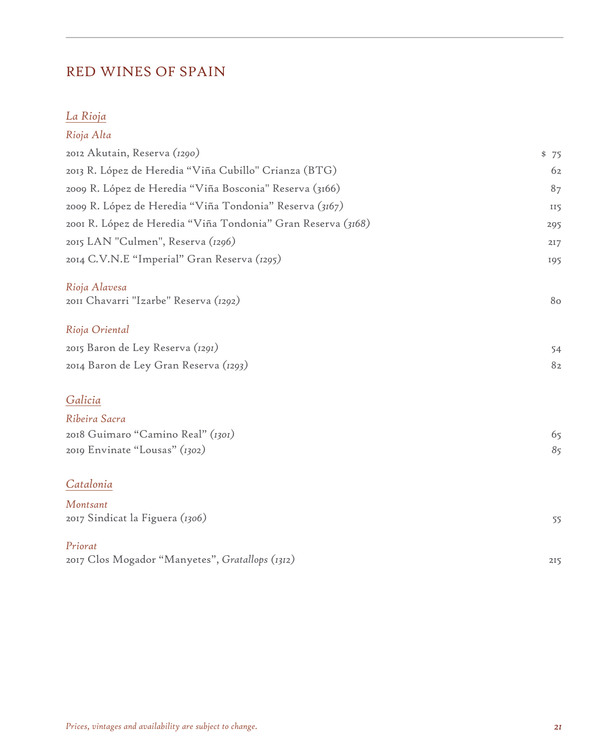# RED WINES OF SPAIN

## *La Rioja*

### *Rioja Alta*

| | |
|---|---|
| 2012 Akutain, Reserva *(1290)* | $ 75 |
| 2013 R. López de Heredia "Viña Cubillo" Crianza (BTG) | 62 |
| 2009 R. López de Heredia "Viña Bosconia" Reserva (3166) | 87 |
| 2009 R. López de Heredia "Viña Tondonia" Reserva *(3167)* | 115 |
| 2001 R. López de Heredia "Viña Tondonia" Gran Reserva *(3168)* | 295 |
| 2015 LAN "Culmen", Reserva *(1296)* | 217 |
| 2014 C.V.N.E "Imperial" Gran Reserva *(1295)* | 195 |

### *Rioja Alavesa*

| | |
|---|---|
| 2011 Chavarri "Izarbe" Reserva *(1292)* | 80 |

### *Rioja Oriental*

| | |
|---|---|
| 2015 Baron de Ley Reserva *(1291)* | 54 |
| 2014 Baron de Ley Gran Reserva *(1293)* | 82 |

## *Galicia*

### *Ribeira Sacra*

| | |
|---|---|
| 2018 Guimaro "Camino Real" *(1301)* | 65 |
| 2019 Envinate "Lousas" *(1302)* | *85* |

## *Catalonia*

### *Montsant*

| | |
|---|---|
| 2017 Sindicat la Figuera *(1306)* | 55 |

### *Priorat*

| | |
|---|---|
| 2017 Clos Mogador "Manyetes", *Gratallops (1312)* | 215 |

*Prices, vintages and availability are subject to change.*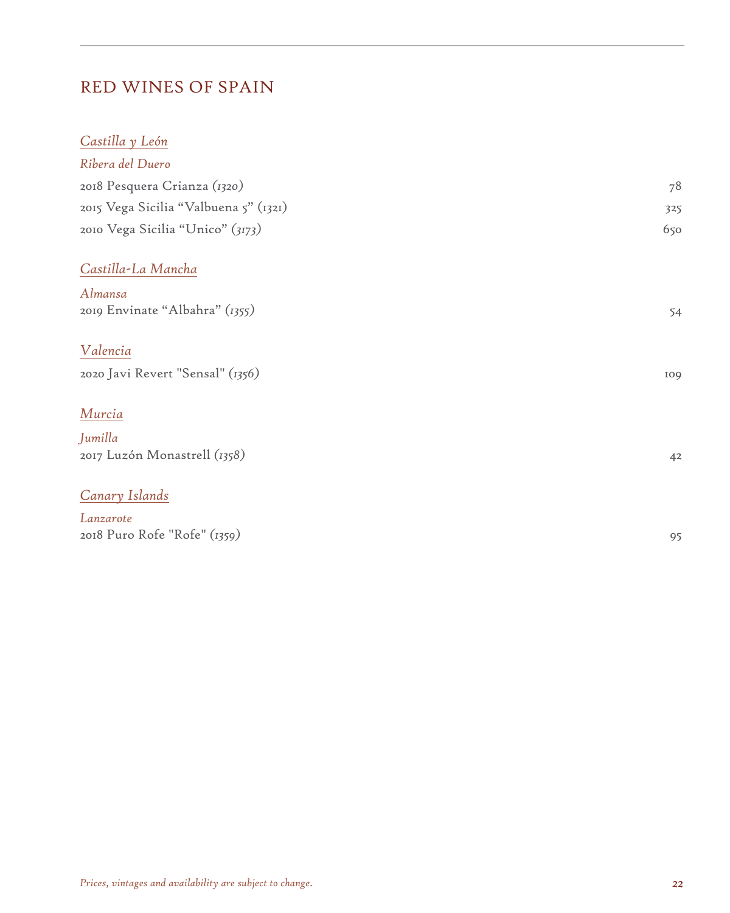## RED WINES OF SPAIN

### *Castilla y León*

*Ribera del Duero*

| | |
|---|---|
| 2018 Pesquera Crianza *(1320)* | 78 |
| 2015 Vega Sicilia “Valbuena 5” (1321) | 325 |
| 2010 Vega Sicilia “Unico” *(3173)* | 650 |

### *Castilla-La Mancha*

*Almansa*

| | |
|---|---|
| 2019 Envinate “Albahra” *(1355)* | 54 |

### *Valencia*

| | |
|---|---|
| 2020 Javi Revert "Sensal" *(1356)* | 109 |

### *Murcia*

*Jumilla*

| | |
|---|---|
| 2017 Luzón Monastrell *(1358)* | 42 |

### *Canary Islands*

*Lanzarote*

| | |
|---|---|
| 2018 Puro Rofe "Rofe" *(1359)* | 95 |

*Prices, vintages and availability are subject to change.*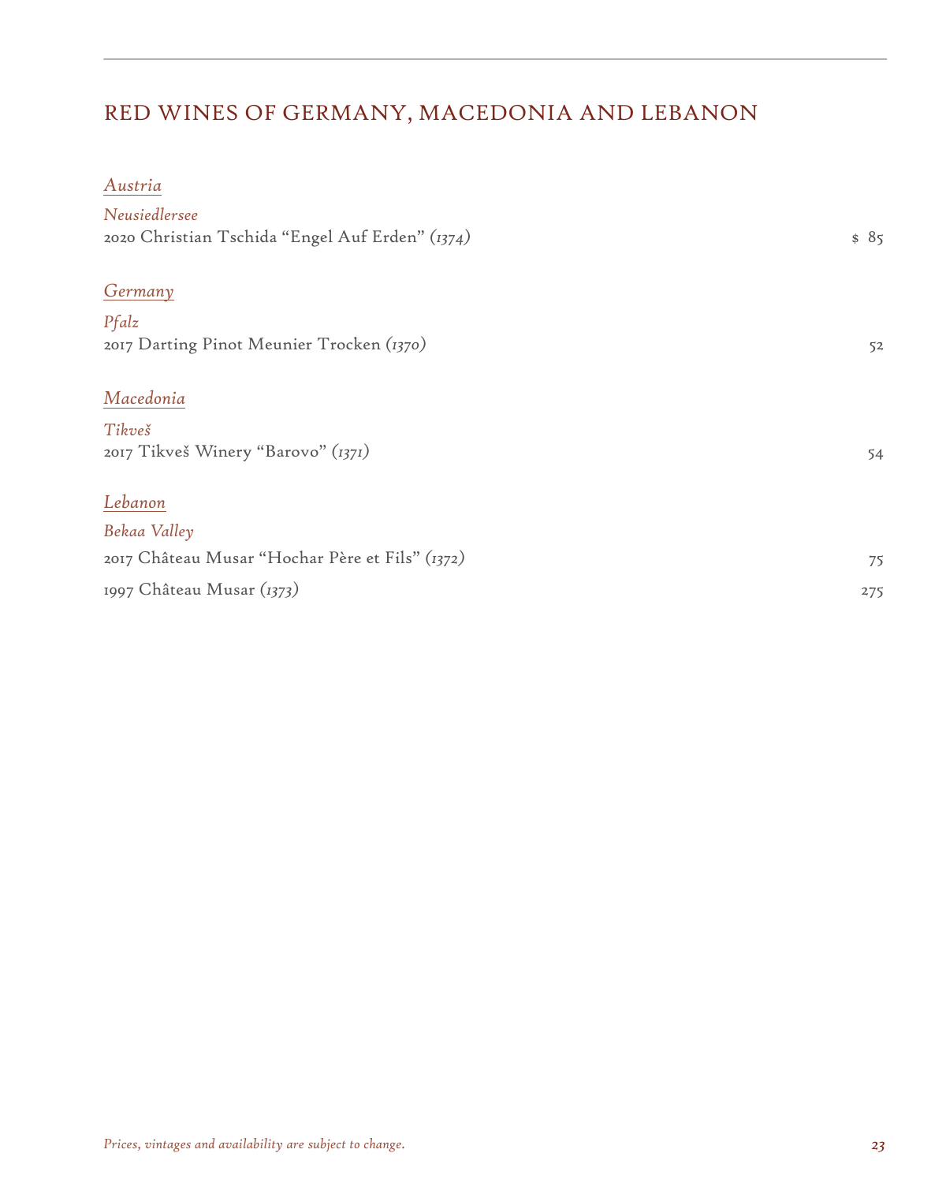## RED WINES OF GERMANY, MACEDONIA AND LEBANON

### *Austria*

*Neusiedlersee*

2020 Christian Tschida "Engel Auf Erden" *(1374)* $ 85

### *Germany*

*Pfalz*

2017 Darting Pinot Meunier Trocken *(1370)* 52

### *Macedonia*

*Tikveš*

2017 Tikveš Winery "Barovo" *(1371)* 54

### *Lebanon*

*Bekaa Valley*

2017 Château Musar "Hochar Père et Fils" *(1372)* 75

1997 Château Musar *(1373)* 275

*Prices, vintages and availability are subject to change.*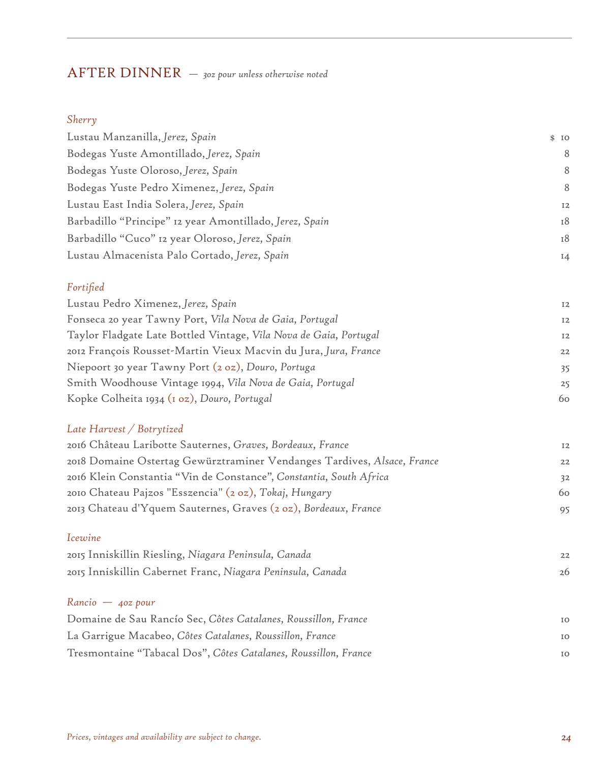## AFTER DINNER — *3oz pour unless otherwise noted*

### *Sherry*

| | |
|---|---|
| Lustau Manzanilla, *Jerez, Spain* | $ 10 |
| Bodegas Yuste Amontillado, *Jerez, Spain* | 8 |
| Bodegas Yuste Oloroso, *Jerez, Spain* | 8 |
| Bodegas Yuste Pedro Ximenez, *Jerez, Spain* | 8 |
| Lustau East India Solera, *Jerez, Spain* | 12 |
| Barbadillo "Principe" 12 year Amontillado, *Jerez, Spain* | 18 |
| Barbadillo "Cuco" 12 year Oloroso, *Jerez, Spain* | 18 |
| Lustau Almacenista Palo Cortado, *Jerez, Spain* | 14 |

### *Fortified*

| | |
|---|---|
| Lustau Pedro Ximenez, *Jerez, Spain* | 12 |
| Fonseca 20 year Tawny Port, *Vila Nova de Gaia, Portugal* | 12 |
| Taylor Fladgate Late Bottled Vintage, *Vila Nova de Gaia, Portugal* | 12 |
| 2012 François Rousset-Martin Vieux Macvin du Jura, *Jura, France* | 22 |
| Niepoort 30 year Tawny Port (2 oz), *Douro, Portuga* | 35 |
| Smith Woodhouse Vintage 1994, *Vila Nova de Gaia, Portugal* | 25 |
| Kopke Colheita 1934 (1 oz), *Douro, Portugal* | 60 |

### *Late Harvest / Botrytized*

| | |
|---|---|
| 2016 Château Laribotte Sauternes, *Graves, Bordeaux, France* | 12 |
| 2018 Domaine Ostertag Gewürztraminer Vendanges Tardives, *Alsace, France* | 22 |
| 2016 Klein Constantia "Vin de Constance", *Constantia, South Africa* | 32 |
| 2010 Chateau Pajzos "Esszencia" (2 oz), *Tokaj, Hungary* | 60 |
| 2013 Chateau d'Yquem Sauternes, Graves (2 oz), *Bordeaux, France* | 95 |

### *Icewine*

| | |
|---|---|
| 2015 Inniskillin Riesling, *Niagara Peninsula, Canada* | 22 |
| 2015 Inniskillin Cabernet Franc, *Niagara Peninsula, Canada* | 26 |

### *Rancio — 4oz pour*

| | |
|---|---|
| Domaine de Sau Rancío Sec, *Côtes Catalanes, Roussillon, France* | 10 |
| La Garrigue Macabeo, *Côtes Catalanes, Roussillon, France* | 10 |
| Tresmontaine "Tabacal Dos", *Côtes Catalanes, Roussillon, France* | 10 |

*Prices, vintages and availability are subject to change.*